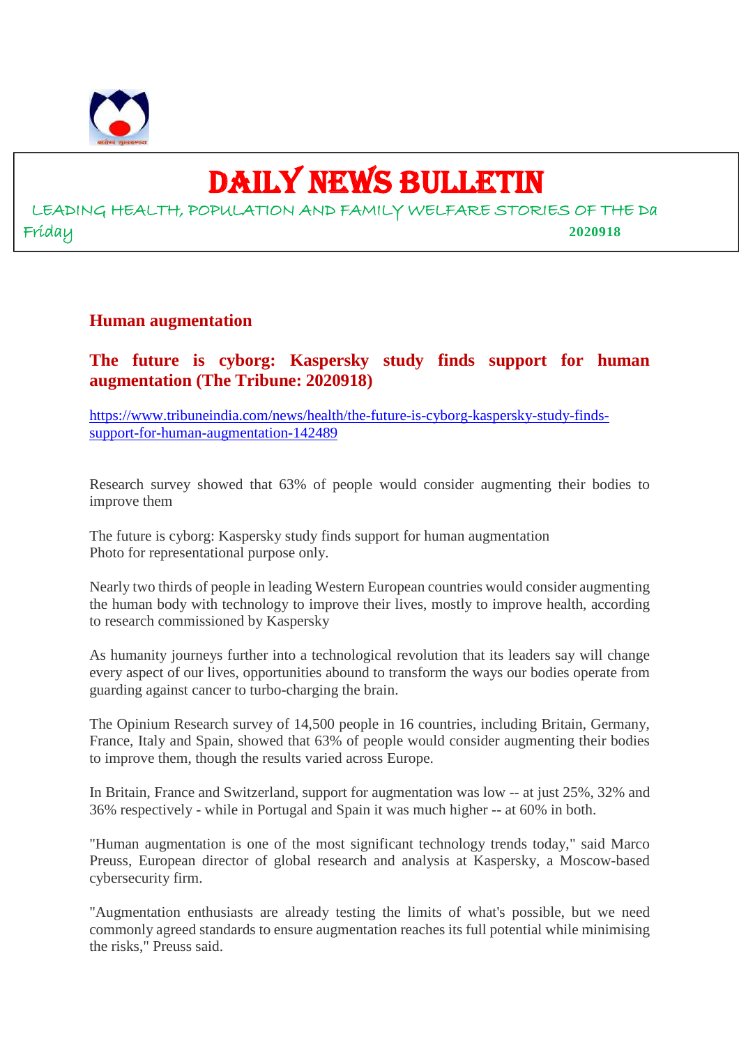# DAILY NEWS BULLETIN

LEADING HEALTH, POPULATION AND FAMILY WELFARE STORIES OF THE Da

Friday **2020918**

## Human augmentation

### The future is cyborg: Kaspersky study finds support for human augmentation (The Tribune: 2020918)

https://www.tribuneindia.com/news/health/the-future-is-cyborg-kaspersky-study-finds-support-for-human-augmentation-142489

Research survey showed that 63% of people would consider augmenting their bodies to improve them

The future is cyborg: Kaspersky study finds support for human augmentation
Photo for representational purpose only.

Nearly two thirds of people in leading Western European countries would consider augmenting the human body with technology to improve their lives, mostly to improve health, according to research commissioned by Kaspersky

As humanity journeys further into a technological revolution that its leaders say will change every aspect of our lives, opportunities abound to transform the ways our bodies operate from guarding against cancer to turbo-charging the brain.

The Opinium Research survey of 14,500 people in 16 countries, including Britain, Germany, France, Italy and Spain, showed that 63% of people would consider augmenting their bodies to improve them, though the results varied across Europe.

In Britain, France and Switzerland, support for augmentation was low -- at just 25%, 32% and 36% respectively - while in Portugal and Spain it was much higher -- at 60% in both.

"Human augmentation is one of the most significant technology trends today," said Marco Preuss, European director of global research and analysis at Kaspersky, a Moscow-based cybersecurity firm.

"Augmentation enthusiasts are already testing the limits of what's possible, but we need commonly agreed standards to ensure augmentation reaches its full potential while minimising the risks," Preuss said.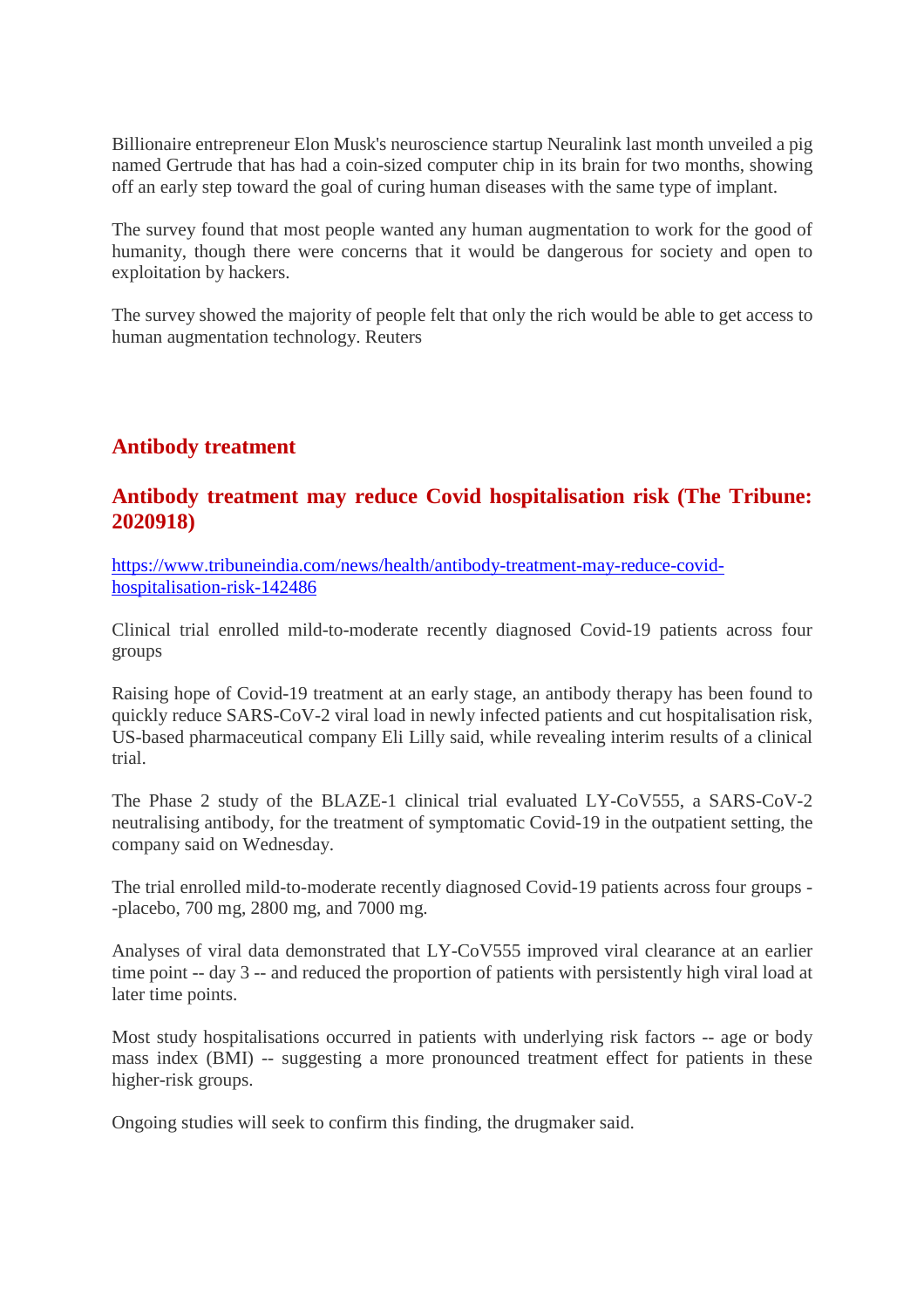Billionaire entrepreneur Elon Musk's neuroscience startup Neuralink last month unveiled a pig named Gertrude that has had a coin-sized computer chip in its brain for two months, showing off an early step toward the goal of curing human diseases with the same type of implant.

The survey found that most people wanted any human augmentation to work for the good of humanity, though there were concerns that it would be dangerous for society and open to exploitation by hackers.

The survey showed the majority of people felt that only the rich would be able to get access to human augmentation technology. Reuters

## Antibody treatment

### Antibody treatment may reduce Covid hospitalisation risk (The Tribune: 2020918)

[https://www.tribuneindia.com/news/health/antibody-treatment-may-reduce-covid-hospitalisation-risk-142486](https://www.tribuneindia.com/news/health/antibody-treatment-may-reduce-covid-hospitalisation-risk-142486)

Clinical trial enrolled mild-to-moderate recently diagnosed Covid-19 patients across four groups

Raising hope of Covid-19 treatment at an early stage, an antibody therapy has been found to quickly reduce SARS-CoV-2 viral load in newly infected patients and cut hospitalisation risk, US-based pharmaceutical company Eli Lilly said, while revealing interim results of a clinical trial.

The Phase 2 study of the BLAZE-1 clinical trial evaluated LY-CoV555, a SARS-CoV-2 neutralising antibody, for the treatment of symptomatic Covid-19 in the outpatient setting, the company said on Wednesday.

The trial enrolled mild-to-moderate recently diagnosed Covid-19 patients across four groups --placebo, 700 mg, 2800 mg, and 7000 mg.

Analyses of viral data demonstrated that LY-CoV555 improved viral clearance at an earlier time point -- day 3 -- and reduced the proportion of patients with persistently high viral load at later time points.

Most study hospitalisations occurred in patients with underlying risk factors -- age or body mass index (BMI) -- suggesting a more pronounced treatment effect for patients in these higher-risk groups.

Ongoing studies will seek to confirm this finding, the drugmaker said.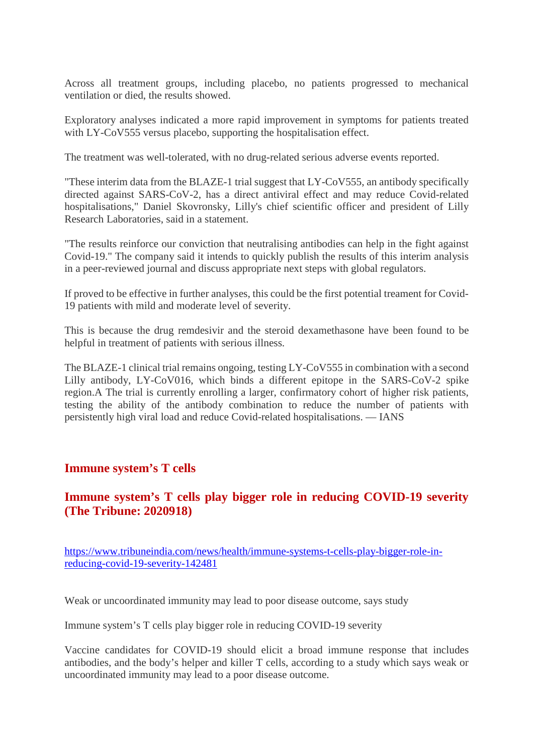Across all treatment groups, including placebo, no patients progressed to mechanical ventilation or died, the results showed.

Exploratory analyses indicated a more rapid improvement in symptoms for patients treated with LY-CoV555 versus placebo, supporting the hospitalisation effect.

The treatment was well-tolerated, with no drug-related serious adverse events reported.

"These interim data from the BLAZE-1 trial suggest that LY-CoV555, an antibody specifically directed against SARS-CoV-2, has a direct antiviral effect and may reduce Covid-related hospitalisations," Daniel Skovronsky, Lilly's chief scientific officer and president of Lilly Research Laboratories, said in a statement.

"The results reinforce our conviction that neutralising antibodies can help in the fight against Covid-19." The company said it intends to quickly publish the results of this interim analysis in a peer-reviewed journal and discuss appropriate next steps with global regulators.

If proved to be effective in further analyses, this could be the first potential treament for Covid-19 patients with mild and moderate level of severity.

This is because the drug remdesivir and the steroid dexamethasone have been found to be helpful in treatment of patients with serious illness.

The BLAZE-1 clinical trial remains ongoing, testing LY-CoV555 in combination with a second Lilly antibody, LY-CoV016, which binds a different epitope in the SARS-CoV-2 spike region.A The trial is currently enrolling a larger, confirmatory cohort of higher risk patients, testing the ability of the antibody combination to reduce the number of patients with persistently high viral load and reduce Covid-related hospitalisations. — IANS

## Immune system’s T cells

## Immune system’s T cells play bigger role in reducing COVID-19 severity (The Tribune: 2020918)

https://www.tribuneindia.com/news/health/immune-systems-t-cells-play-bigger-role-in-reducing-covid-19-severity-142481

Weak or uncoordinated immunity may lead to poor disease outcome, says study

Immune system’s T cells play bigger role in reducing COVID-19 severity

Vaccine candidates for COVID-19 should elicit a broad immune response that includes antibodies, and the body’s helper and killer T cells, according to a study which says weak or uncoordinated immunity may lead to a poor disease outcome.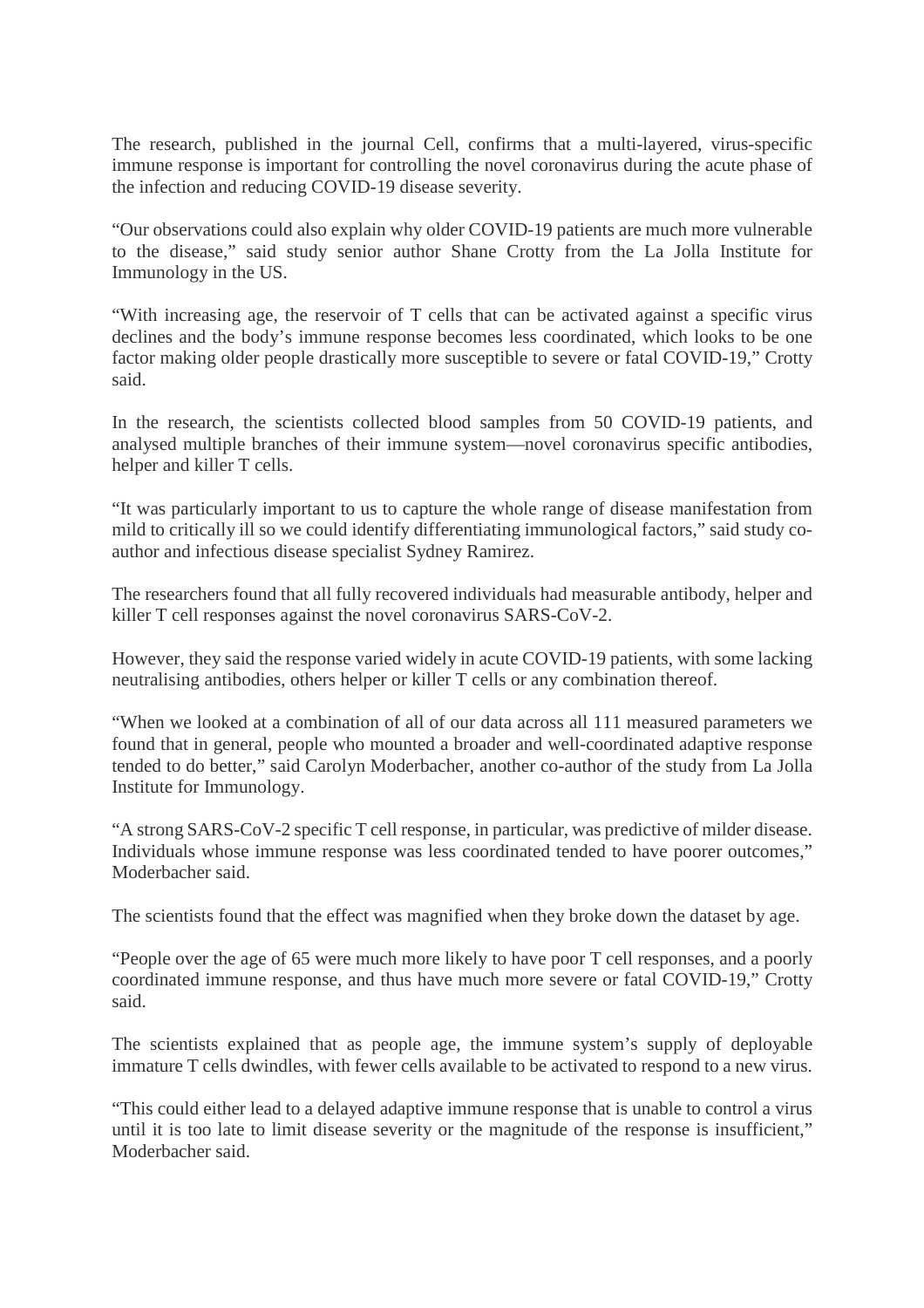The research, published in the journal Cell, confirms that a multi-layered, virus-specific immune response is important for controlling the novel coronavirus during the acute phase of the infection and reducing COVID-19 disease severity.

“Our observations could also explain why older COVID-19 patients are much more vulnerable to the disease,” said study senior author Shane Crotty from the La Jolla Institute for Immunology in the US.

“With increasing age, the reservoir of T cells that can be activated against a specific virus declines and the body’s immune response becomes less coordinated, which looks to be one factor making older people drastically more susceptible to severe or fatal COVID-19,” Crotty said.

In the research, the scientists collected blood samples from 50 COVID-19 patients, and analysed multiple branches of their immune system—novel coronavirus specific antibodies, helper and killer T cells.

“It was particularly important to us to capture the whole range of disease manifestation from mild to critically ill so we could identify differentiating immunological factors,” said study co-author and infectious disease specialist Sydney Ramirez.

The researchers found that all fully recovered individuals had measurable antibody, helper and killer T cell responses against the novel coronavirus SARS-CoV-2.

However, they said the response varied widely in acute COVID-19 patients, with some lacking neutralising antibodies, others helper or killer T cells or any combination thereof.

“When we looked at a combination of all of our data across all 111 measured parameters we found that in general, people who mounted a broader and well-coordinated adaptive response tended to do better,” said Carolyn Moderbacher, another co-author of the study from La Jolla Institute for Immunology.

“A strong SARS-CoV-2 specific T cell response, in particular, was predictive of milder disease. Individuals whose immune response was less coordinated tended to have poorer outcomes,” Moderbacher said.

The scientists found that the effect was magnified when they broke down the dataset by age.

“People over the age of 65 were much more likely to have poor T cell responses, and a poorly coordinated immune response, and thus have much more severe or fatal COVID-19,” Crotty said.

The scientists explained that as people age, the immune system’s supply of deployable immature T cells dwindles, with fewer cells available to be activated to respond to a new virus.

“This could either lead to a delayed adaptive immune response that is unable to control a virus until it is too late to limit disease severity or the magnitude of the response is insufficient,” Moderbacher said.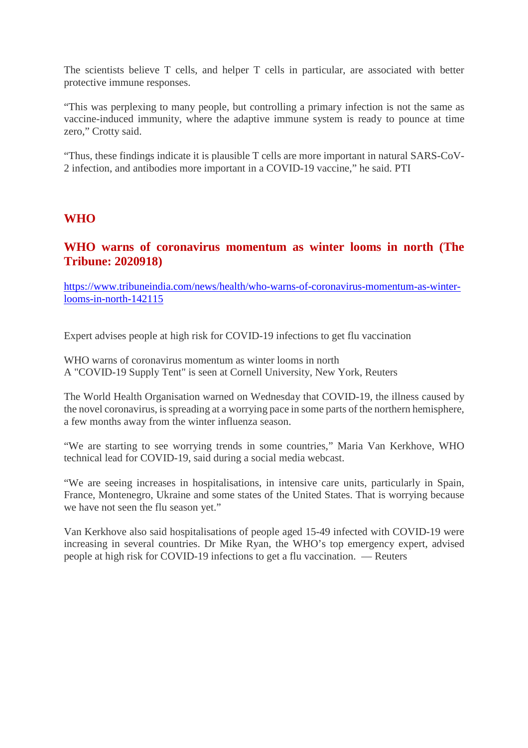The scientists believe T cells, and helper T cells in particular, are associated with better protective immune responses.

"This was perplexing to many people, but controlling a primary infection is not the same as vaccine-induced immunity, where the adaptive immune system is ready to pounce at time zero," Crotty said.

"Thus, these findings indicate it is plausible T cells are more important in natural SARS-CoV-2 infection, and antibodies more important in a COVID-19 vaccine," he said. PTI

## WHO

### WHO warns of coronavirus momentum as winter looms in north (The Tribune: 2020918)

https://www.tribuneindia.com/news/health/who-warns-of-coronavirus-momentum-as-winter-looms-in-north-142115

Expert advises people at high risk for COVID-19 infections to get flu vaccination

WHO warns of coronavirus momentum as winter looms in north
A "COVID-19 Supply Tent" is seen at Cornell University, New York, Reuters

The World Health Organisation warned on Wednesday that COVID-19, the illness caused by the novel coronavirus, is spreading at a worrying pace in some parts of the northern hemisphere, a few months away from the winter influenza season.

"We are starting to see worrying trends in some countries," Maria Van Kerkhove, WHO technical lead for COVID-19, said during a social media webcast.

"We are seeing increases in hospitalisations, in intensive care units, particularly in Spain, France, Montenegro, Ukraine and some states of the United States. That is worrying because we have not seen the flu season yet."

Van Kerkhove also said hospitalisations of people aged 15-49 infected with COVID-19 were increasing in several countries. Dr Mike Ryan, the WHO's top emergency expert, advised people at high risk for COVID-19 infections to get a flu vaccination. — Reuters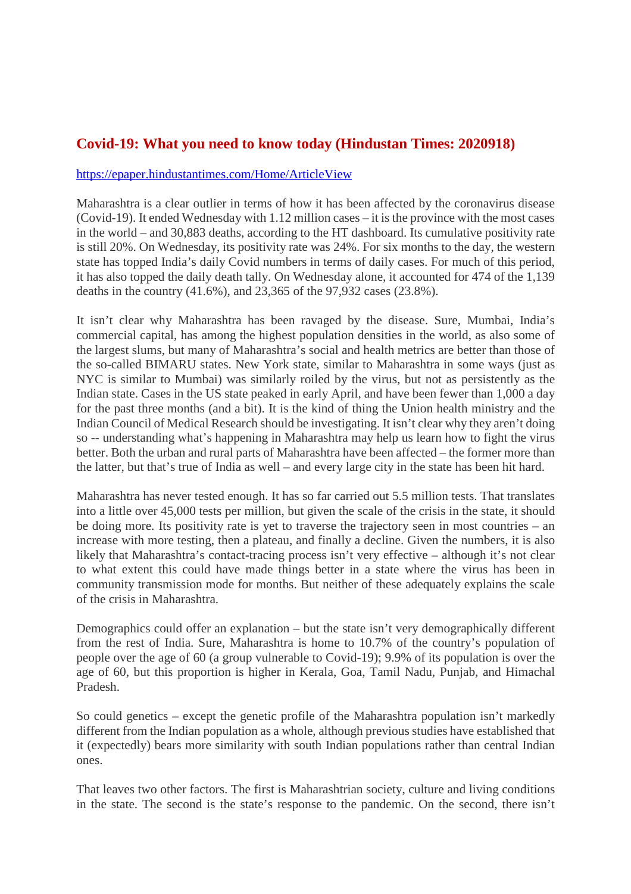## Covid-19: What you need to know today (Hindustan Times: 2020918)

https://epaper.hindustantimes.com/Home/ArticleView

Maharashtra is a clear outlier in terms of how it has been affected by the coronavirus disease (Covid-19). It ended Wednesday with 1.12 million cases – it is the province with the most cases in the world – and 30,883 deaths, according to the HT dashboard. Its cumulative positivity rate is still 20%. On Wednesday, its positivity rate was 24%. For six months to the day, the western state has topped India's daily Covid numbers in terms of daily cases. For much of this period, it has also topped the daily death tally. On Wednesday alone, it accounted for 474 of the 1,139 deaths in the country (41.6%), and 23,365 of the 97,932 cases (23.8%).

It isn't clear why Maharashtra has been ravaged by the disease. Sure, Mumbai, India's commercial capital, has among the highest population densities in the world, as also some of the largest slums, but many of Maharashtra's social and health metrics are better than those of the so-called BIMARU states. New York state, similar to Maharashtra in some ways (just as NYC is similar to Mumbai) was similarly roiled by the virus, but not as persistently as the Indian state. Cases in the US state peaked in early April, and have been fewer than 1,000 a day for the past three months (and a bit). It is the kind of thing the Union health ministry and the Indian Council of Medical Research should be investigating. It isn't clear why they aren't doing so -- understanding what's happening in Maharashtra may help us learn how to fight the virus better. Both the urban and rural parts of Maharashtra have been affected – the former more than the latter, but that's true of India as well – and every large city in the state has been hit hard.

Maharashtra has never tested enough. It has so far carried out 5.5 million tests. That translates into a little over 45,000 tests per million, but given the scale of the crisis in the state, it should be doing more. Its positivity rate is yet to traverse the trajectory seen in most countries – an increase with more testing, then a plateau, and finally a decline. Given the numbers, it is also likely that Maharashtra's contact-tracing process isn't very effective – although it's not clear to what extent this could have made things better in a state where the virus has been in community transmission mode for months. But neither of these adequately explains the scale of the crisis in Maharashtra.

Demographics could offer an explanation – but the state isn't very demographically different from the rest of India. Sure, Maharashtra is home to 10.7% of the country's population of people over the age of 60 (a group vulnerable to Covid-19); 9.9% of its population is over the age of 60, but this proportion is higher in Kerala, Goa, Tamil Nadu, Punjab, and Himachal Pradesh.

So could genetics – except the genetic profile of the Maharashtra population isn't markedly different from the Indian population as a whole, although previous studies have established that it (expectedly) bears more similarity with south Indian populations rather than central Indian ones.

That leaves two other factors. The first is Maharashtrian society, culture and living conditions in the state. The second is the state's response to the pandemic. On the second, there isn't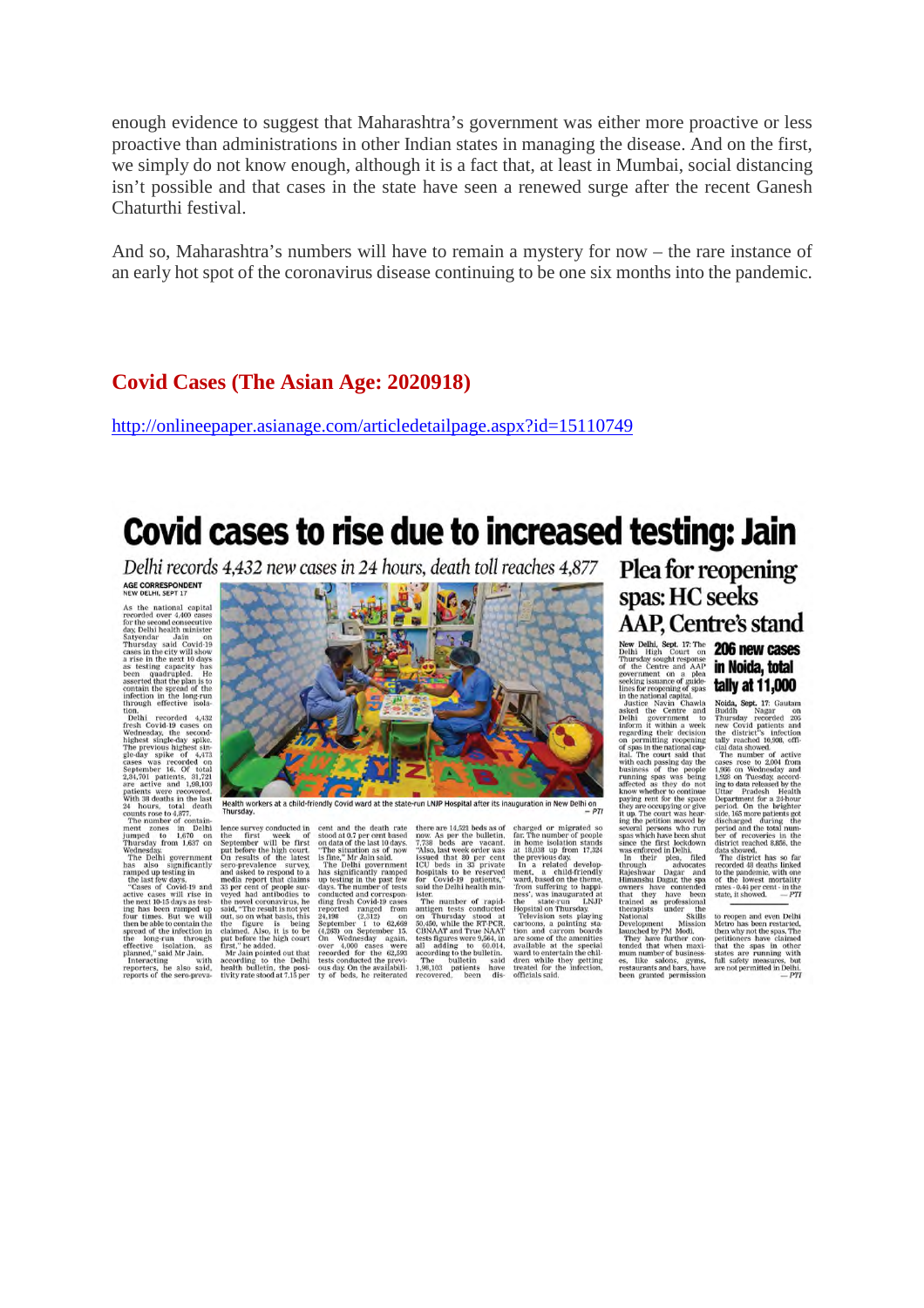enough evidence to suggest that Maharashtra's government was either more proactive or less proactive than administrations in other Indian states in managing the disease. And on the first, we simply do not know enough, although it is a fact that, at least in Mumbai, social distancing isn't possible and that cases in the state have seen a renewed surge after the recent Ganesh Chaturthi festival.

And so, Maharashtra's numbers will have to remain a mystery for now – the rare instance of an early hot spot of the coronavirus disease continuing to be one six months into the pandemic.

## Covid Cases (The Asian Age: 2020918)

http://onlineepaper.asianage.com/articledetailpage.aspx?id=15110749

# Covid cases to rise due to increased testing: Jain

*Delhi records 4,432 new cases in 24 hours, death toll reaches 4,877*

AGE CORRESPONDENT
NEW DELHI, SEPT 17

As the national capital recorded over 4,400 cases for the second consecutive day, Delhi health minister Satyendar Jain on Thursday said Covid-19 cases in the city will show a rise in the next 10 days as testing capacity has been quadrupled. He asserted that the plan is to contain the spread of the infection in the long-run through effective isolation.

Delhi recorded 4,432 fresh Covid-19 cases on Wednesday, the second-highest single-day spike. The previous highest single-day spike of 4,473 cases was recorded on September 16. Of total 2,34,701 patients, 31,721 are active and 1,98,103 patients were recovered. With 38 deaths in the last 24 hours, total death counts rose to 4,877.

The number of containment zones in Delhi jumped to 1,670 on Thursday from 1,637 on Wednesday.

The Delhi government has also significantly ramped up testing in the last few days.

"Cases of Covid-19 and active cases will rise in the next 10-15 days as testing has been ramped up four times. But we will then be able to contain the spread of the infection in the long-run through effective isolation, as planned," said Mr Jain.

Interacting with reporters, he also said, reports of the sero-prevalence survey conducted in the first week of September will be first put before the high court. On results of the latest sero-prevalence survey, and asked to respond to a media report that claims 33 per cent of people surveyed had antibodies to the novel coronavirus, he said, "The result is not yet out, so on what basis, this the figure is being claimed. Also, it is to be put before the high court first," he added.

Mr Jain pointed out that according to the Delhi health bulletin, the positivity rate stood at 7.15 per cent and the death rate stood at 0.7 per cent based on data of the last 10 days. "The situation as of now is fine," Mr Jain said.

The Delhi government has significantly ramped up testing in the past few days. The number of tests conducted and corresponding fresh Covid-19 cases reported ranged from 24,198 (2,312) on September 1 to 62,669 (4,263) on September 15. On Wednesday again, over 4,000 cases were recorded for the 62,593 tests conducted the previous day. On the availability of beds, he reiterated there are 14,521 beds as of now. As per the bulletin, 7,738 beds are vacant. "Also, last week order was issued that 80 per cent ICU beds in 33 private hospitals to be reserved for Covid-19 patients," said the Delhi health minister.

The number of rapid-antigen tests conducted on Thursday stood at 50,450, while the RT-PCR, CBNAAT and True NAAT tests figures were 9,564, in all adding to 60,014, according to the bulletin.

The bulletin said 1,98,103 patients have been discharged or migrated so far. The number of people in home isolation stands at 18,038 up from 17,324 the previous day.

In a related development, a child-friendly ward, based on the theme, 'from suffering to happiness', was inaugurated at the state-run LNJP Hospital on Thursday.

Television sets playing cartoons, a painting station and carrom boards are some of the amenities available at the special ward to entertain the children while they getting treated for the infection, officials said.

Health workers at a child-friendly Covid ward at the state-run LNJP Hospital after its inauguration in New Delhi on Thursday. — PTI

## Plea for reopening spas: HC seeks AAP, Centre's stand

New Delhi, Sept. 17: The Delhi High Court on Thursday sought response of the Centre and AAP government on a plea seeking issuance of guidelines for reopening of spas in the national capital.

Justice Navin Chawla asked the Centre and Delhi government to inform it within a week regarding their decision on permitting reopening of spas in the national capital. The court said that with each passing day the business of the people running spas was being affected as they do not know whether to continue paying rent for the space they are occupying or give it up. The court was hearing the petition moved by several persons who run spas which have been shut since the first lockdown was enforced in Delhi.

In their plea, filed through advocates Rajeshwar Dagar and Himanshu Dagar, the spa owners have contended that they have been trained as professional therapists under the National Skills Development Mission launched by PM Modi.

They have further contended that when maximum number of businesses, like salons, gyms, restaurants and bars, have been granted permission to reopen and even Delhi Metro has been restarted, then why not the spas. The petitioners have claimed that the spas in other states are running with full safety measures, but are not permitted in Delhi. — PTI

## 206 new cases in Noida, total tally at 11,000

Noida, Sept. 17: Gautam Buddh Nagar on Thursday recorded 206 new Covid patients and the district's infection tally reached 10,906, official data showed.

The number of active cases rose to 2,004 from 1,966 on Wednesday and 1,926 on Tuesday, according to data released by the Uttar Pradesh Health Department for a 24-hour period. On the brighter side, 165 more patients got discharged during the period and the total number of recoveries in the district reached 8,856, the data showed.

The district has so far recorded 48 deaths linked to the pandemic, with one of the lowest mortality rates - 0.44 per cent - in the state, it showed. — PTI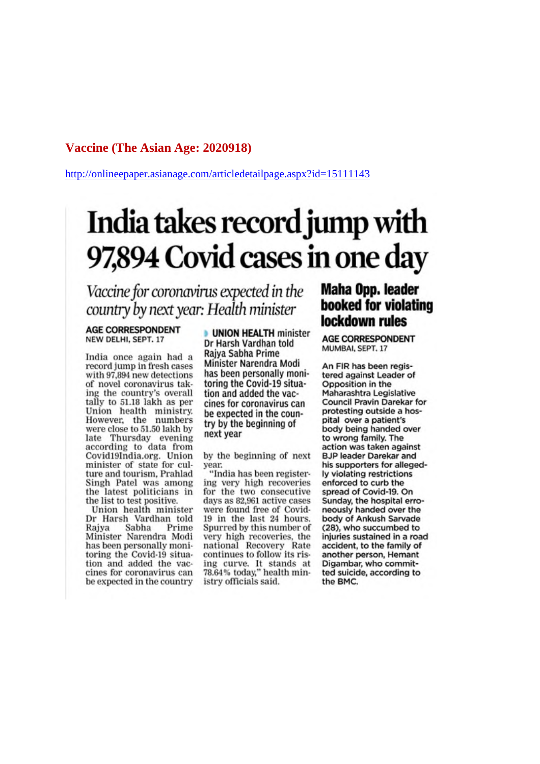**Vaccine (The Asian Age: 2020918)**

http://onlineepaper.asianage.com/articledetailpage.aspx?id=15111143

# India takes record jump with 97,894 Covid cases in one day

*Vaccine for coronavirus expected in the country by next year: Health minister*

**AGE CORRESPONDENT**
NEW DELHI, SEPT. 17

India once again had a record jump in fresh cases with 97,894 new detections of novel coronavirus taking the country's overall tally to 51.18 lakh as per Union health ministry. However, the numbers were close to 51.50 lakh by late Thursday evening according to data from Covid19India.org. Union minister of state for culture and tourism, Prahlad Singh Patel was among the latest politicians in the list to test positive.

Union health minister Dr Harsh Vardhan told Rajya Sabha Prime Minister Narendra Modi has been personally monitoring the Covid-19 situation and added the vaccines for coronavirus can be expected in the country

**UNION HEALTH minister Dr Harsh Vardhan told Rajya Sabha Prime Minister Narendra Modi has been personally monitoring the Covid-19 situation and added the vaccines for coronavirus can be expected in the country by the beginning of next year**

by the beginning of next year.

"India has been registering very high recoveries for the two consecutive days as 82,961 active cases were found free of Covid-19 in the last 24 hours. Spurred by this number of very high recoveries, the national Recovery Rate continues to follow its rising curve. It stands at 78.64% today," health ministry officials said.

## Maha Opp. leader booked for violating lockdown rules

**AGE CORRESPONDENT**
MUMBAI, SEPT. 17

An FIR has been registered against Leader of Opposition in the Maharashtra Legislative Council Pravin Darekar for protesting outside a hospital over a patient's body being handed over to wrong family. The action was taken against BJP leader Darekar and his supporters for allegedly violating restrictions enforced to curb the spread of Covid-19. On Sunday, the hospital erroneously handed over the body of Ankush Sarvade (28), who succumbed to injuries sustained in a road accident, to the family of another person, Hemant Digambar, who committed suicide, according to the BMC.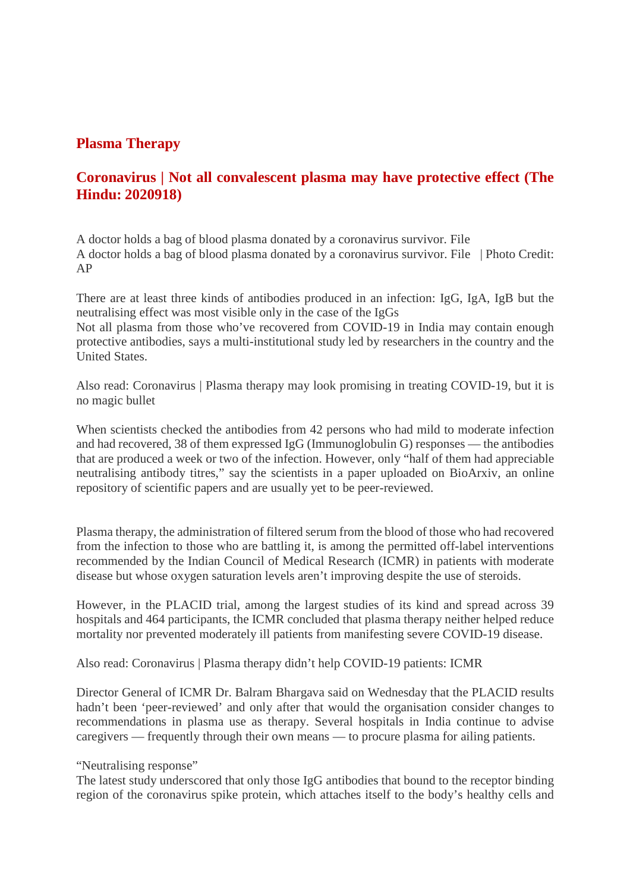## Plasma Therapy

### Coronavirus | Not all convalescent plasma may have protective effect (The Hindu: 2020918)

A doctor holds a bag of blood plasma donated by a coronavirus survivor. File
A doctor holds a bag of blood plasma donated by a coronavirus survivor. File | Photo Credit: AP

There are at least three kinds of antibodies produced in an infection: IgG, IgA, IgB but the neutralising effect was most visible only in the case of the IgGs
Not all plasma from those who've recovered from COVID-19 in India may contain enough protective antibodies, says a multi-institutional study led by researchers in the country and the United States.

Also read: Coronavirus | Plasma therapy may look promising in treating COVID-19, but it is no magic bullet

When scientists checked the antibodies from 42 persons who had mild to moderate infection and had recovered, 38 of them expressed IgG (Immunoglobulin G) responses — the antibodies that are produced a week or two of the infection. However, only "half of them had appreciable neutralising antibody titres," say the scientists in a paper uploaded on BioArxiv, an online repository of scientific papers and are usually yet to be peer-reviewed.

Plasma therapy, the administration of filtered serum from the blood of those who had recovered from the infection to those who are battling it, is among the permitted off-label interventions recommended by the Indian Council of Medical Research (ICMR) in patients with moderate disease but whose oxygen saturation levels aren't improving despite the use of steroids.

However, in the PLACID trial, among the largest studies of its kind and spread across 39 hospitals and 464 participants, the ICMR concluded that plasma therapy neither helped reduce mortality nor prevented moderately ill patients from manifesting severe COVID-19 disease.

Also read: Coronavirus | Plasma therapy didn't help COVID-19 patients: ICMR

Director General of ICMR Dr. Balram Bhargava said on Wednesday that the PLACID results hadn't been 'peer-reviewed' and only after that would the organisation consider changes to recommendations in plasma use as therapy. Several hospitals in India continue to advise caregivers — frequently through their own means — to procure plasma for ailing patients.

"Neutralising response"
The latest study underscored that only those IgG antibodies that bound to the receptor binding region of the coronavirus spike protein, which attaches itself to the body's healthy cells and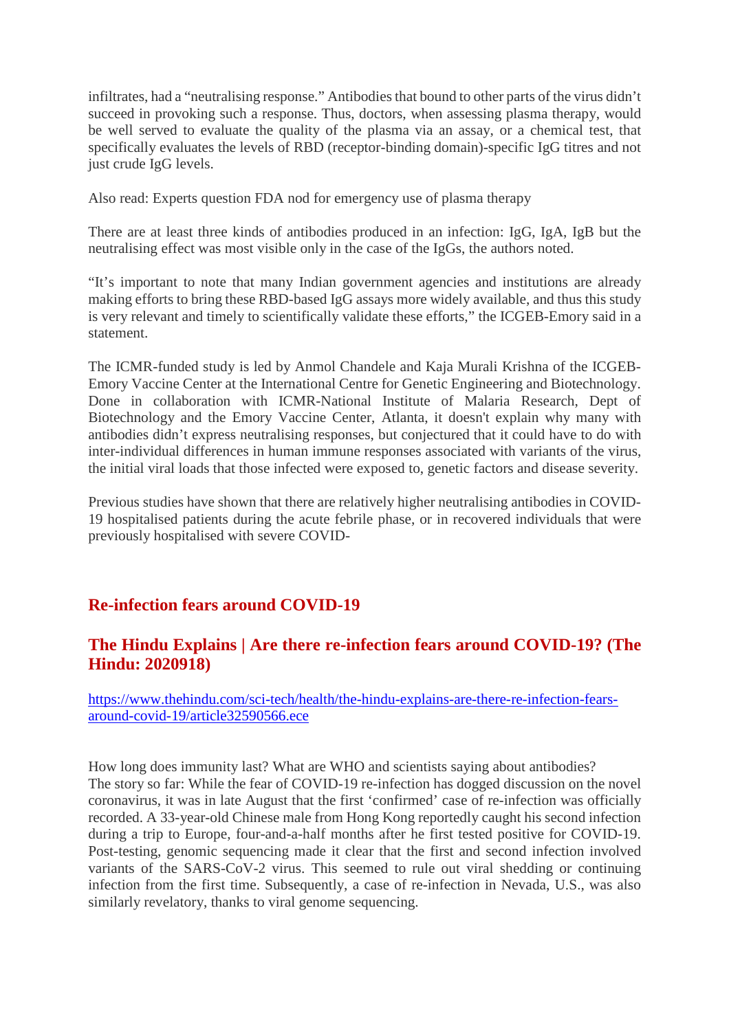infiltrates, had a "neutralising response." Antibodies that bound to other parts of the virus didn't succeed in provoking such a response. Thus, doctors, when assessing plasma therapy, would be well served to evaluate the quality of the plasma via an assay, or a chemical test, that specifically evaluates the levels of RBD (receptor-binding domain)-specific IgG titres and not just crude IgG levels.

Also read: Experts question FDA nod for emergency use of plasma therapy

There are at least three kinds of antibodies produced in an infection: IgG, IgA, IgB but the neutralising effect was most visible only in the case of the IgGs, the authors noted.

"It's important to note that many Indian government agencies and institutions are already making efforts to bring these RBD-based IgG assays more widely available, and thus this study is very relevant and timely to scientifically validate these efforts," the ICGEB-Emory said in a statement.

The ICMR-funded study is led by Anmol Chandele and Kaja Murali Krishna of the ICGEB-Emory Vaccine Center at the International Centre for Genetic Engineering and Biotechnology. Done in collaboration with ICMR-National Institute of Malaria Research, Dept of Biotechnology and the Emory Vaccine Center, Atlanta, it doesn't explain why many with antibodies didn't express neutralising responses, but conjectured that it could have to do with inter-individual differences in human immune responses associated with variants of the virus, the initial viral loads that those infected were exposed to, genetic factors and disease severity.

Previous studies have shown that there are relatively higher neutralising antibodies in COVID-19 hospitalised patients during the acute febrile phase, or in recovered individuals that were previously hospitalised with severe COVID-

## Re-infection fears around COVID-19

## The Hindu Explains | Are there re-infection fears around COVID-19? (The Hindu: 2020918)

https://www.thehindu.com/sci-tech/health/the-hindu-explains-are-there-re-infection-fears-around-covid-19/article32590566.ece

How long does immunity last? What are WHO and scientists saying about antibodies?
The story so far: While the fear of COVID-19 re-infection has dogged discussion on the novel coronavirus, it was in late August that the first 'confirmed' case of re-infection was officially recorded. A 33-year-old Chinese male from Hong Kong reportedly caught his second infection during a trip to Europe, four-and-a-half months after he first tested positive for COVID-19. Post-testing, genomic sequencing made it clear that the first and second infection involved variants of the SARS-CoV-2 virus. This seemed to rule out viral shedding or continuing infection from the first time. Subsequently, a case of re-infection in Nevada, U.S., was also similarly revelatory, thanks to viral genome sequencing.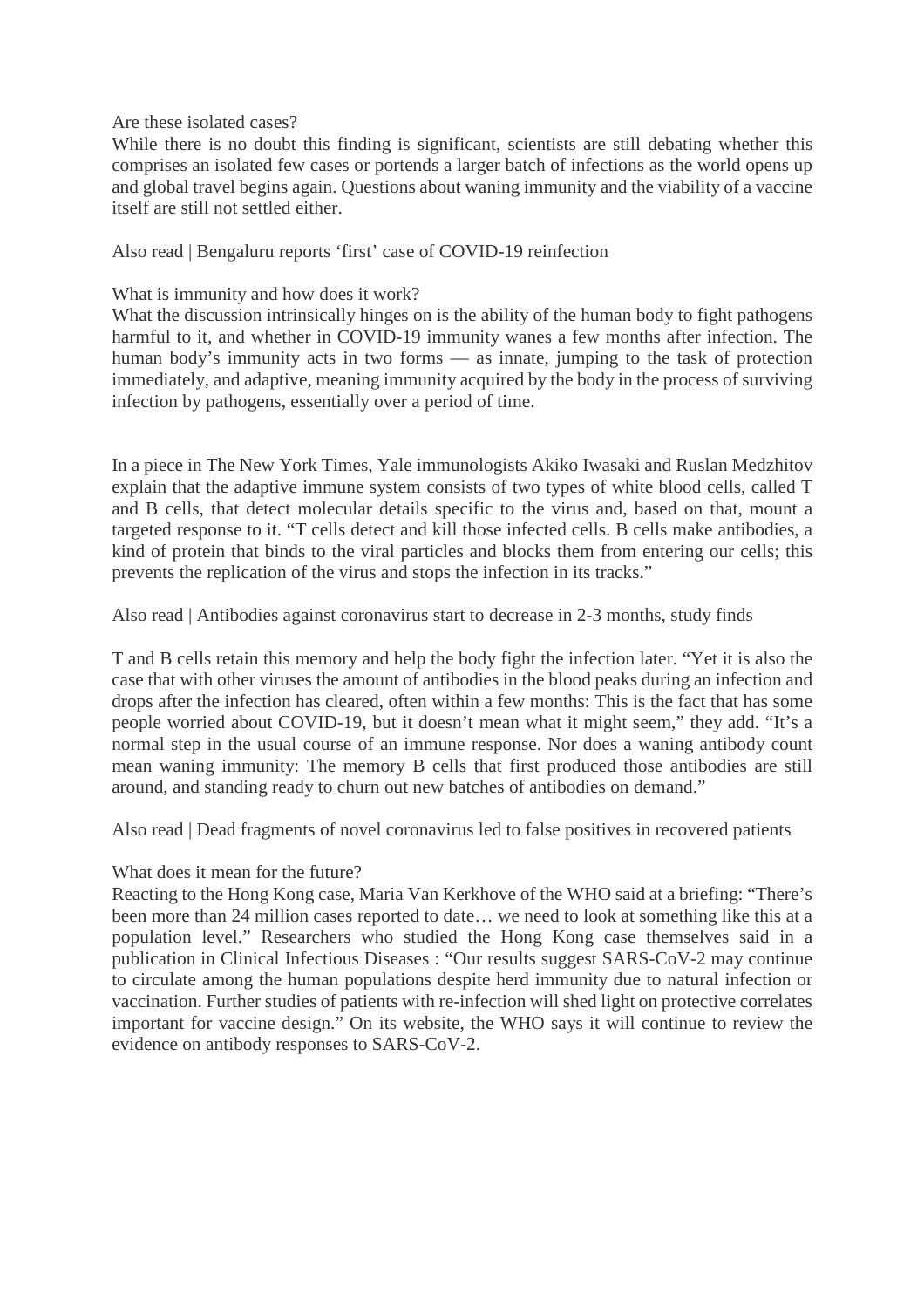Are these isolated cases?

While there is no doubt this finding is significant, scientists are still debating whether this comprises an isolated few cases or portends a larger batch of infections as the world opens up and global travel begins again. Questions about waning immunity and the viability of a vaccine itself are still not settled either.

Also read | Bengaluru reports 'first' case of COVID-19 reinfection

What is immunity and how does it work?

What the discussion intrinsically hinges on is the ability of the human body to fight pathogens harmful to it, and whether in COVID-19 immunity wanes a few months after infection. The human body's immunity acts in two forms — as innate, jumping to the task of protection immediately, and adaptive, meaning immunity acquired by the body in the process of surviving infection by pathogens, essentially over a period of time.

In a piece in The New York Times, Yale immunologists Akiko Iwasaki and Ruslan Medzhitov explain that the adaptive immune system consists of two types of white blood cells, called T and B cells, that detect molecular details specific to the virus and, based on that, mount a targeted response to it. "T cells detect and kill those infected cells. B cells make antibodies, a kind of protein that binds to the viral particles and blocks them from entering our cells; this prevents the replication of the virus and stops the infection in its tracks."

Also read | Antibodies against coronavirus start to decrease in 2-3 months, study finds

T and B cells retain this memory and help the body fight the infection later. "Yet it is also the case that with other viruses the amount of antibodies in the blood peaks during an infection and drops after the infection has cleared, often within a few months: This is the fact that has some people worried about COVID-19, but it doesn't mean what it might seem," they add. "It's a normal step in the usual course of an immune response. Nor does a waning antibody count mean waning immunity: The memory B cells that first produced those antibodies are still around, and standing ready to churn out new batches of antibodies on demand."

Also read | Dead fragments of novel coronavirus led to false positives in recovered patients

What does it mean for the future?

Reacting to the Hong Kong case, Maria Van Kerkhove of the WHO said at a briefing: "There's been more than 24 million cases reported to date… we need to look at something like this at a population level." Researchers who studied the Hong Kong case themselves said in a publication in Clinical Infectious Diseases : "Our results suggest SARS-CoV-2 may continue to circulate among the human populations despite herd immunity due to natural infection or vaccination. Further studies of patients with re-infection will shed light on protective correlates important for vaccine design." On its website, the WHO says it will continue to review the evidence on antibody responses to SARS-CoV-2.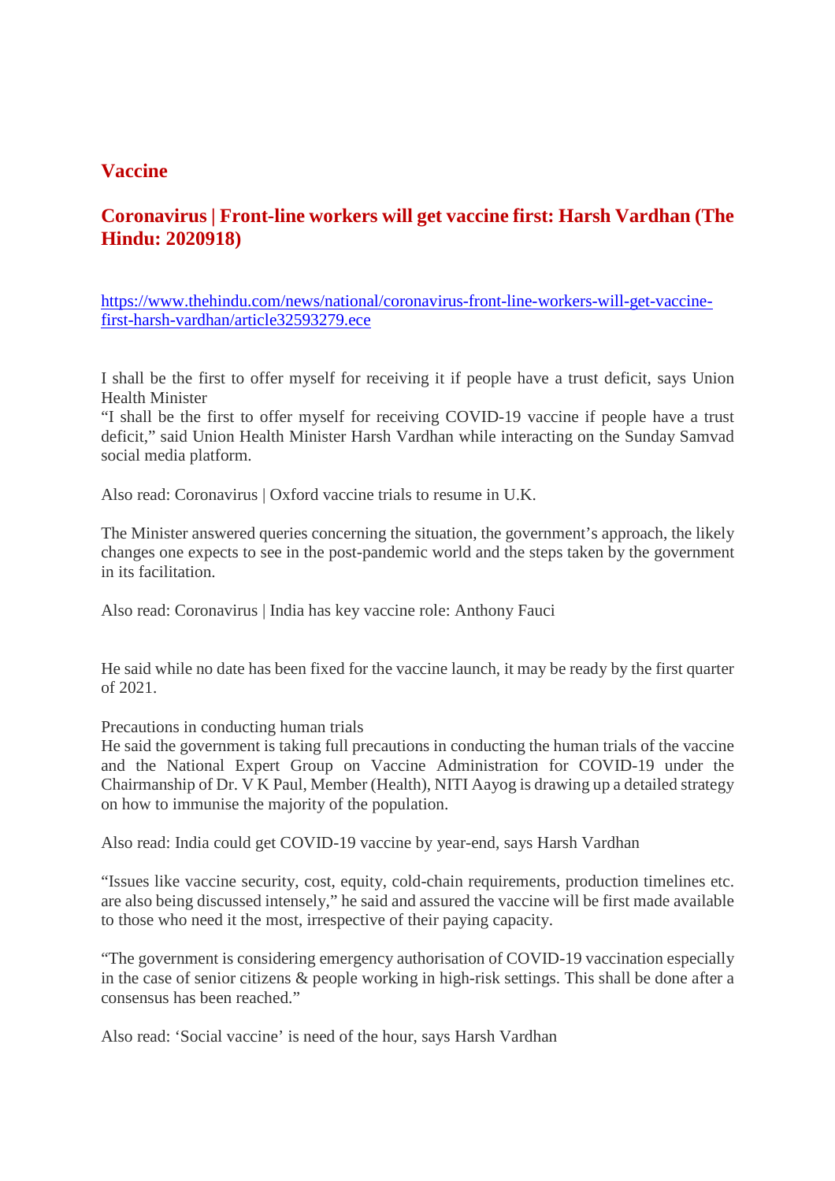## Vaccine

### Coronavirus | Front-line workers will get vaccine first: Harsh Vardhan (The Hindu: 2020918)

https://www.thehindu.com/news/national/coronavirus-front-line-workers-will-get-vaccine-first-harsh-vardhan/article32593279.ece

I shall be the first to offer myself for receiving it if people have a trust deficit, says Union Health Minister

"I shall be the first to offer myself for receiving COVID-19 vaccine if people have a trust deficit," said Union Health Minister Harsh Vardhan while interacting on the Sunday Samvad social media platform.

Also read: Coronavirus | Oxford vaccine trials to resume in U.K.

The Minister answered queries concerning the situation, the government's approach, the likely changes one expects to see in the post-pandemic world and the steps taken by the government in its facilitation.

Also read: Coronavirus | India has key vaccine role: Anthony Fauci

He said while no date has been fixed for the vaccine launch, it may be ready by the first quarter of 2021.

Precautions in conducting human trials

He said the government is taking full precautions in conducting the human trials of the vaccine and the National Expert Group on Vaccine Administration for COVID-19 under the Chairmanship of Dr. V K Paul, Member (Health), NITI Aayog is drawing up a detailed strategy on how to immunise the majority of the population.

Also read: India could get COVID-19 vaccine by year-end, says Harsh Vardhan

"Issues like vaccine security, cost, equity, cold-chain requirements, production timelines etc. are also being discussed intensely," he said and assured the vaccine will be first made available to those who need it the most, irrespective of their paying capacity.

"The government is considering emergency authorisation of COVID-19 vaccination especially in the case of senior citizens & people working in high-risk settings. This shall be done after a consensus has been reached."

Also read: 'Social vaccine' is need of the hour, says Harsh Vardhan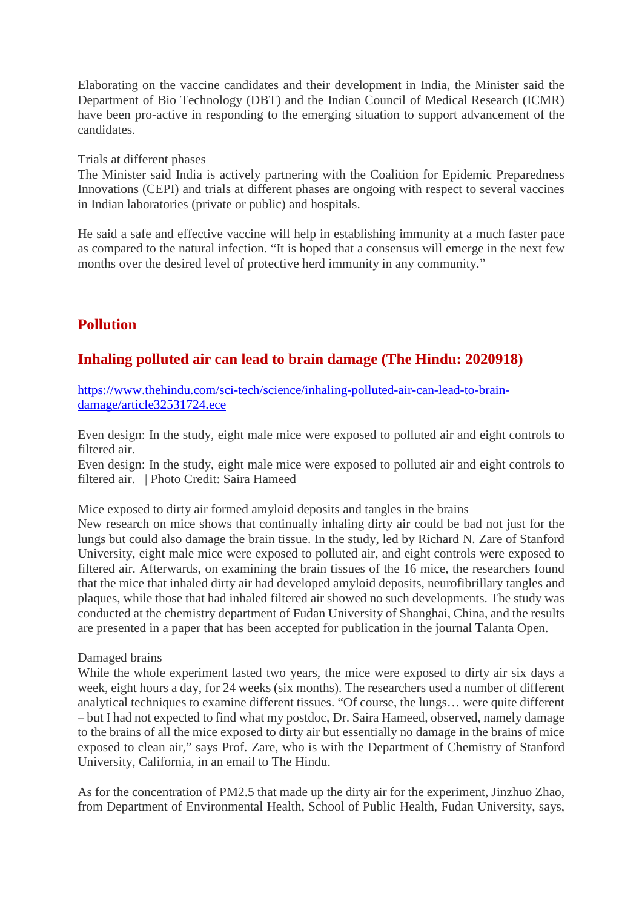Elaborating on the vaccine candidates and their development in India, the Minister said the Department of Bio Technology (DBT) and the Indian Council of Medical Research (ICMR) have been pro-active in responding to the emerging situation to support advancement of the candidates.

Trials at different phases
The Minister said India is actively partnering with the Coalition for Epidemic Preparedness Innovations (CEPI) and trials at different phases are ongoing with respect to several vaccines in Indian laboratories (private or public) and hospitals.

He said a safe and effective vaccine will help in establishing immunity at a much faster pace as compared to the natural infection. "It is hoped that a consensus will emerge in the next few months over the desired level of protective herd immunity in any community."

## Pollution

## Inhaling polluted air can lead to brain damage (The Hindu: 2020918)

https://www.thehindu.com/sci-tech/science/inhaling-polluted-air-can-lead-to-brain-damage/article32531724.ece

Even design: In the study, eight male mice were exposed to polluted air and eight controls to filtered air.
Even design: In the study, eight male mice were exposed to polluted air and eight controls to filtered air.   | Photo Credit: Saira Hameed

Mice exposed to dirty air formed amyloid deposits and tangles in the brains
New research on mice shows that continually inhaling dirty air could be bad not just for the lungs but could also damage the brain tissue. In the study, led by Richard N. Zare of Stanford University, eight male mice were exposed to polluted air, and eight controls were exposed to filtered air. Afterwards, on examining the brain tissues of the 16 mice, the researchers found that the mice that inhaled dirty air had developed amyloid deposits, neurofibrillary tangles and plaques, while those that had inhaled filtered air showed no such developments. The study was conducted at the chemistry department of Fudan University of Shanghai, China, and the results are presented in a paper that has been accepted for publication in the journal Talanta Open.

Damaged brains
While the whole experiment lasted two years, the mice were exposed to dirty air six days a week, eight hours a day, for 24 weeks (six months). The researchers used a number of different analytical techniques to examine different tissues. "Of course, the lungs… were quite different – but I had not expected to find what my postdoc, Dr. Saira Hameed, observed, namely damage to the brains of all the mice exposed to dirty air but essentially no damage in the brains of mice exposed to clean air," says Prof. Zare, who is with the Department of Chemistry of Stanford University, California, in an email to The Hindu.

As for the concentration of PM2.5 that made up the dirty air for the experiment, Jinzhuo Zhao, from Department of Environmental Health, School of Public Health, Fudan University, says,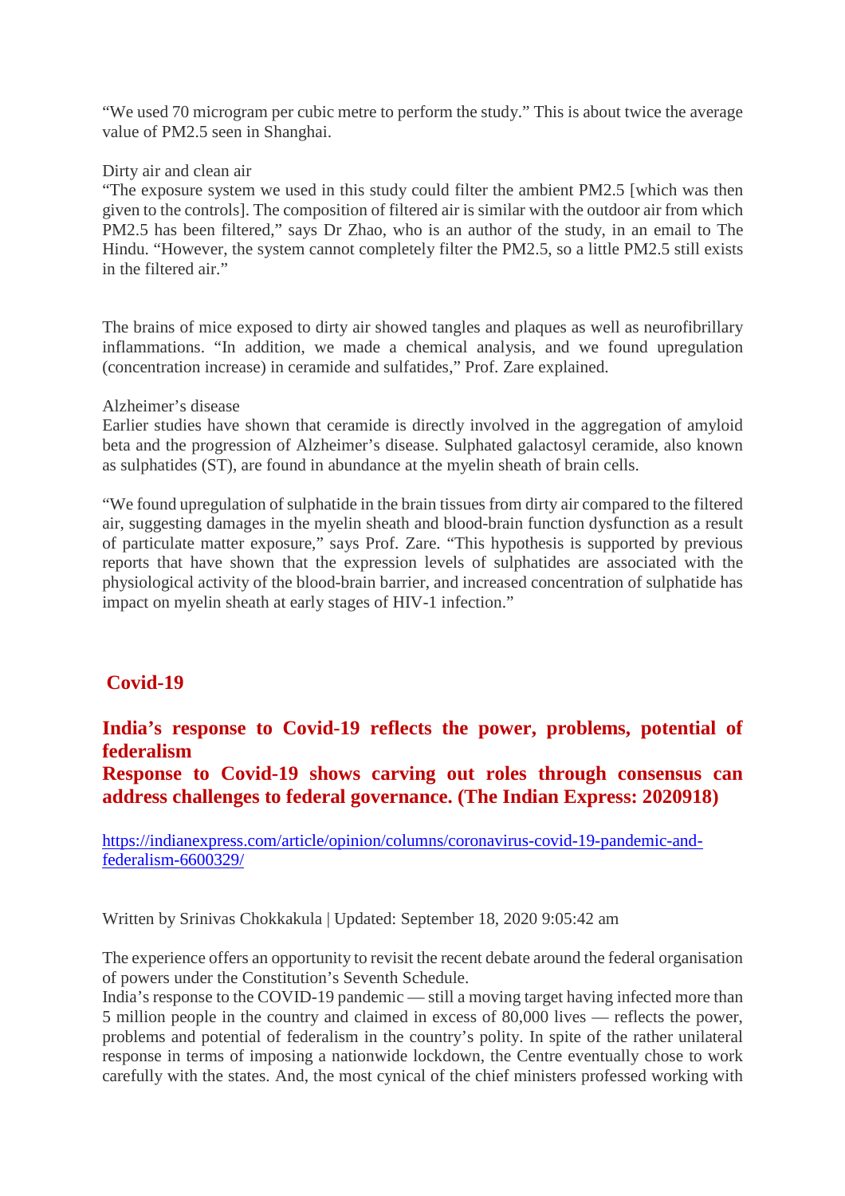"We used 70 microgram per cubic metre to perform the study." This is about twice the average value of PM2.5 seen in Shanghai.

Dirty air and clean air

"The exposure system we used in this study could filter the ambient PM2.5 [which was then given to the controls]. The composition of filtered air is similar with the outdoor air from which PM2.5 has been filtered," says Dr Zhao, who is an author of the study, in an email to The Hindu. "However, the system cannot completely filter the PM2.5, so a little PM2.5 still exists in the filtered air."

The brains of mice exposed to dirty air showed tangles and plaques as well as neurofibrillary inflammations. "In addition, we made a chemical analysis, and we found upregulation (concentration increase) in ceramide and sulfatides," Prof. Zare explained.

Alzheimer's disease

Earlier studies have shown that ceramide is directly involved in the aggregation of amyloid beta and the progression of Alzheimer's disease. Sulphated galactosyl ceramide, also known as sulphatides (ST), are found in abundance at the myelin sheath of brain cells.

"We found upregulation of sulphatide in the brain tissues from dirty air compared to the filtered air, suggesting damages in the myelin sheath and blood-brain function dysfunction as a result of particulate matter exposure," says Prof. Zare. "This hypothesis is supported by previous reports that have shown that the expression levels of sulphatides are associated with the physiological activity of the blood-brain barrier, and increased concentration of sulphatide has impact on myelin sheath at early stages of HIV-1 infection."

## Covid-19

### India's response to Covid-19 reflects the power, problems, potential of federalism

### Response to Covid-19 shows carving out roles through consensus can address challenges to federal governance. (The Indian Express: 2020918)

https://indianexpress.com/article/opinion/columns/coronavirus-covid-19-pandemic-and-federalism-6600329/

Written by Srinivas Chokkakula | Updated: September 18, 2020 9:05:42 am

The experience offers an opportunity to revisit the recent debate around the federal organisation of powers under the Constitution's Seventh Schedule.

India's response to the COVID-19 pandemic — still a moving target having infected more than 5 million people in the country and claimed in excess of 80,000 lives — reflects the power, problems and potential of federalism in the country's polity. In spite of the rather unilateral response in terms of imposing a nationwide lockdown, the Centre eventually chose to work carefully with the states. And, the most cynical of the chief ministers professed working with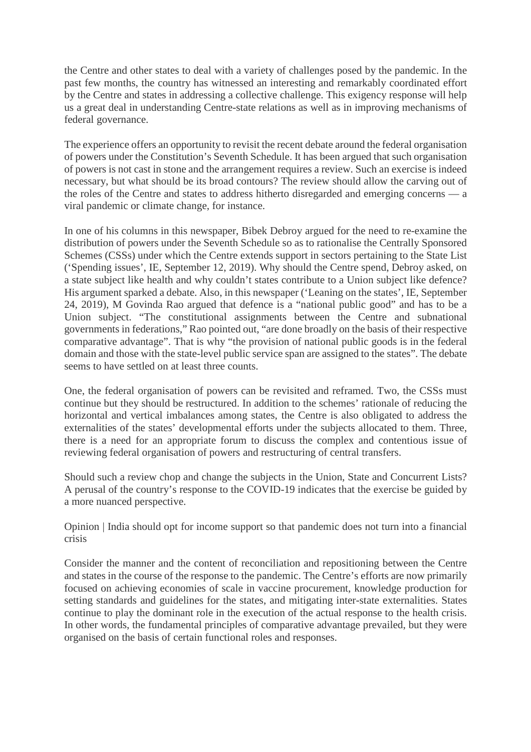the Centre and other states to deal with a variety of challenges posed by the pandemic. In the past few months, the country has witnessed an interesting and remarkably coordinated effort by the Centre and states in addressing a collective challenge. This exigency response will help us a great deal in understanding Centre-state relations as well as in improving mechanisms of federal governance.

The experience offers an opportunity to revisit the recent debate around the federal organisation of powers under the Constitution's Seventh Schedule. It has been argued that such organisation of powers is not cast in stone and the arrangement requires a review. Such an exercise is indeed necessary, but what should be its broad contours? The review should allow the carving out of the roles of the Centre and states to address hitherto disregarded and emerging concerns — a viral pandemic or climate change, for instance.

In one of his columns in this newspaper, Bibek Debroy argued for the need to re-examine the distribution of powers under the Seventh Schedule so as to rationalise the Centrally Sponsored Schemes (CSSs) under which the Centre extends support in sectors pertaining to the State List ('Spending issues', IE, September 12, 2019). Why should the Centre spend, Debroy asked, on a state subject like health and why couldn't states contribute to a Union subject like defence? His argument sparked a debate. Also, in this newspaper ('Leaning on the states', IE, September 24, 2019), M Govinda Rao argued that defence is a "national public good" and has to be a Union subject. "The constitutional assignments between the Centre and subnational governments in federations," Rao pointed out, "are done broadly on the basis of their respective comparative advantage". That is why "the provision of national public goods is in the federal domain and those with the state-level public service span are assigned to the states". The debate seems to have settled on at least three counts.

One, the federal organisation of powers can be revisited and reframed. Two, the CSSs must continue but they should be restructured. In addition to the schemes' rationale of reducing the horizontal and vertical imbalances among states, the Centre is also obligated to address the externalities of the states' developmental efforts under the subjects allocated to them. Three, there is a need for an appropriate forum to discuss the complex and contentious issue of reviewing federal organisation of powers and restructuring of central transfers.

Should such a review chop and change the subjects in the Union, State and Concurrent Lists? A perusal of the country's response to the COVID-19 indicates that the exercise be guided by a more nuanced perspective.

Opinion | India should opt for income support so that pandemic does not turn into a financial crisis

Consider the manner and the content of reconciliation and repositioning between the Centre and states in the course of the response to the pandemic. The Centre's efforts are now primarily focused on achieving economies of scale in vaccine procurement, knowledge production for setting standards and guidelines for the states, and mitigating inter-state externalities. States continue to play the dominant role in the execution of the actual response to the health crisis. In other words, the fundamental principles of comparative advantage prevailed, but they were organised on the basis of certain functional roles and responses.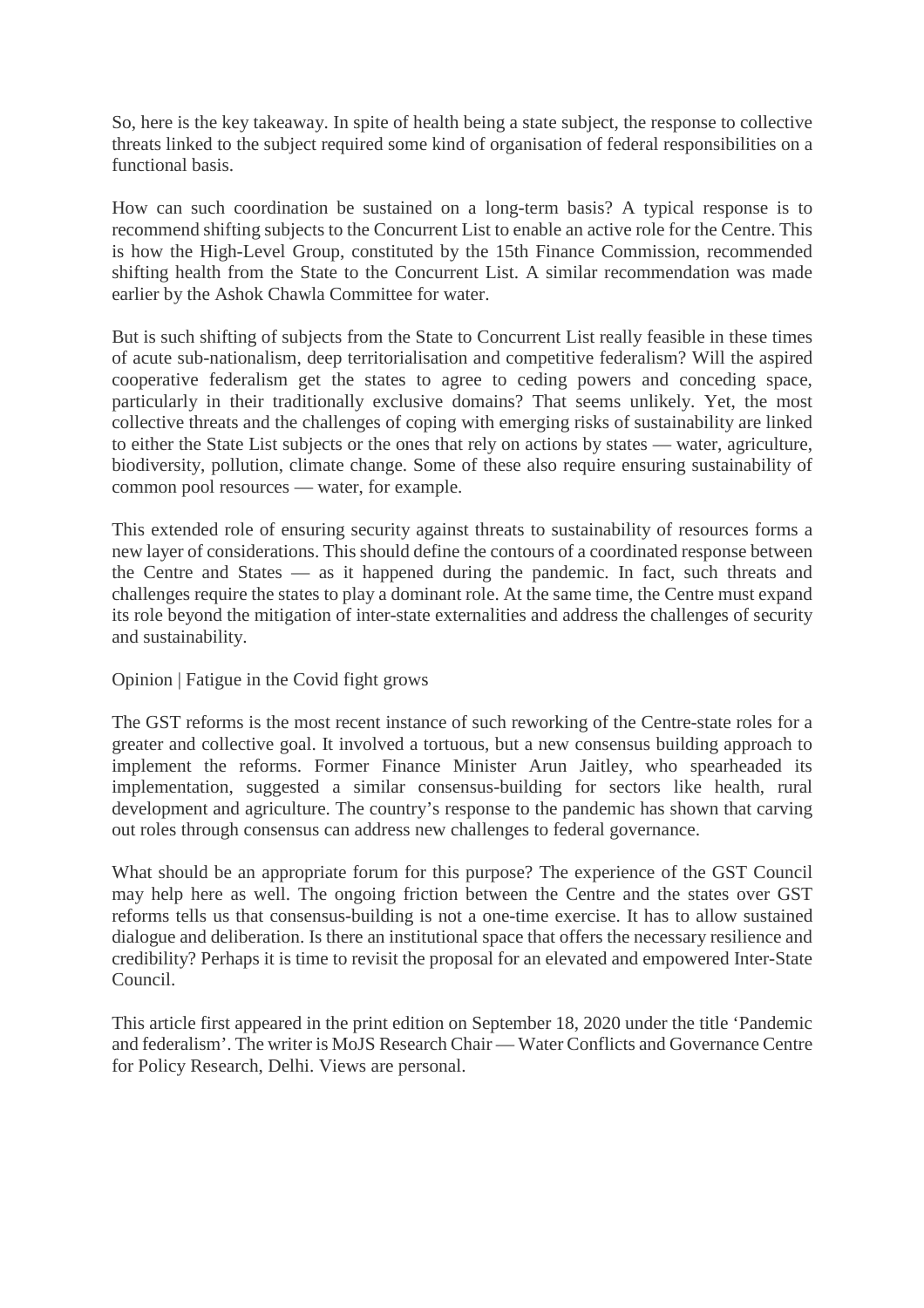So, here is the key takeaway. In spite of health being a state subject, the response to collective threats linked to the subject required some kind of organisation of federal responsibilities on a functional basis.

How can such coordination be sustained on a long-term basis? A typical response is to recommend shifting subjects to the Concurrent List to enable an active role for the Centre. This is how the High-Level Group, constituted by the 15th Finance Commission, recommended shifting health from the State to the Concurrent List. A similar recommendation was made earlier by the Ashok Chawla Committee for water.

But is such shifting of subjects from the State to Concurrent List really feasible in these times of acute sub-nationalism, deep territorialisation and competitive federalism? Will the aspired cooperative federalism get the states to agree to ceding powers and conceding space, particularly in their traditionally exclusive domains? That seems unlikely. Yet, the most collective threats and the challenges of coping with emerging risks of sustainability are linked to either the State List subjects or the ones that rely on actions by states — water, agriculture, biodiversity, pollution, climate change. Some of these also require ensuring sustainability of common pool resources — water, for example.

This extended role of ensuring security against threats to sustainability of resources forms a new layer of considerations. This should define the contours of a coordinated response between the Centre and States — as it happened during the pandemic. In fact, such threats and challenges require the states to play a dominant role. At the same time, the Centre must expand its role beyond the mitigation of inter-state externalities and address the challenges of security and sustainability.

Opinion | Fatigue in the Covid fight grows

The GST reforms is the most recent instance of such reworking of the Centre-state roles for a greater and collective goal. It involved a tortuous, but a new consensus building approach to implement the reforms. Former Finance Minister Arun Jaitley, who spearheaded its implementation, suggested a similar consensus-building for sectors like health, rural development and agriculture. The country's response to the pandemic has shown that carving out roles through consensus can address new challenges to federal governance.

What should be an appropriate forum for this purpose? The experience of the GST Council may help here as well. The ongoing friction between the Centre and the states over GST reforms tells us that consensus-building is not a one-time exercise. It has to allow sustained dialogue and deliberation. Is there an institutional space that offers the necessary resilience and credibility? Perhaps it is time to revisit the proposal for an elevated and empowered Inter-State Council.

This article first appeared in the print edition on September 18, 2020 under the title 'Pandemic and federalism'. The writer is MoJS Research Chair — Water Conflicts and Governance Centre for Policy Research, Delhi. Views are personal.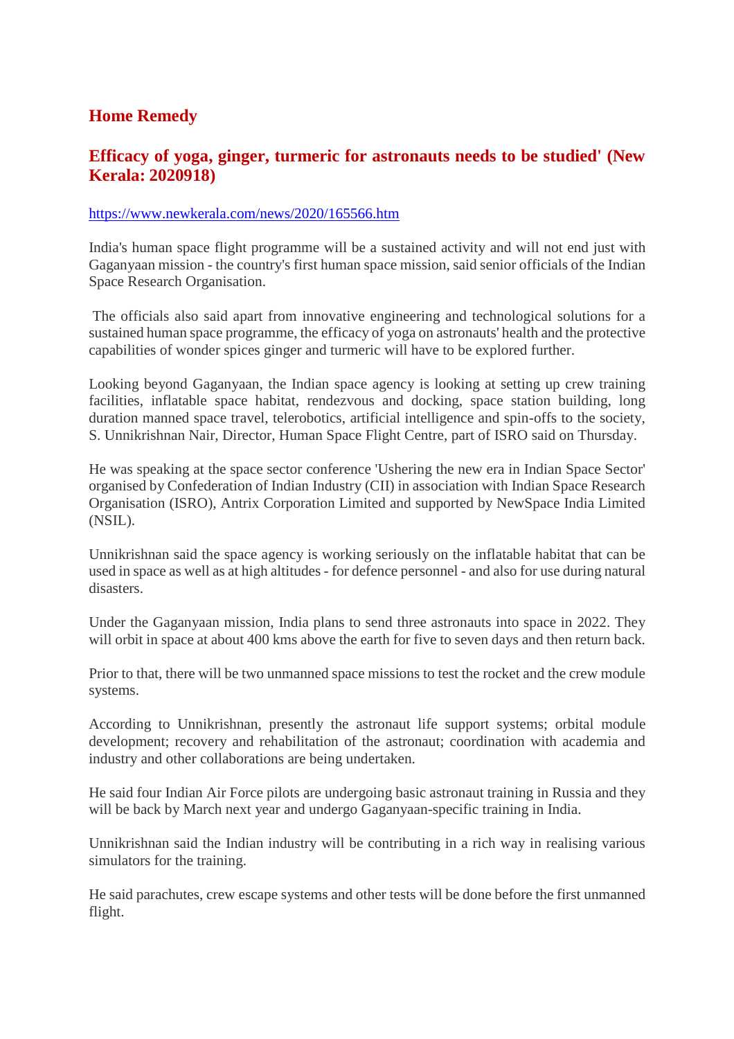## Home Remedy

### Efficacy of yoga, ginger, turmeric for astronauts needs to be studied' (New Kerala: 2020918)

https://www.newkerala.com/news/2020/165566.htm

India's human space flight programme will be a sustained activity and will not end just with Gaganyaan mission - the country's first human space mission, said senior officials of the Indian Space Research Organisation.

The officials also said apart from innovative engineering and technological solutions for a sustained human space programme, the efficacy of yoga on astronauts' health and the protective capabilities of wonder spices ginger and turmeric will have to be explored further.

Looking beyond Gaganyaan, the Indian space agency is looking at setting up crew training facilities, inflatable space habitat, rendezvous and docking, space station building, long duration manned space travel, telerobotics, artificial intelligence and spin-offs to the society, S. Unnikrishnan Nair, Director, Human Space Flight Centre, part of ISRO said on Thursday.

He was speaking at the space sector conference 'Ushering the new era in Indian Space Sector' organised by Confederation of Indian Industry (CII) in association with Indian Space Research Organisation (ISRO), Antrix Corporation Limited and supported by NewSpace India Limited (NSIL).

Unnikrishnan said the space agency is working seriously on the inflatable habitat that can be used in space as well as at high altitudes - for defence personnel - and also for use during natural disasters.

Under the Gaganyaan mission, India plans to send three astronauts into space in 2022. They will orbit in space at about 400 kms above the earth for five to seven days and then return back.

Prior to that, there will be two unmanned space missions to test the rocket and the crew module systems.

According to Unnikrishnan, presently the astronaut life support systems; orbital module development; recovery and rehabilitation of the astronaut; coordination with academia and industry and other collaborations are being undertaken.

He said four Indian Air Force pilots are undergoing basic astronaut training in Russia and they will be back by March next year and undergo Gaganyaan-specific training in India.

Unnikrishnan said the Indian industry will be contributing in a rich way in realising various simulators for the training.

He said parachutes, crew escape systems and other tests will be done before the first unmanned flight.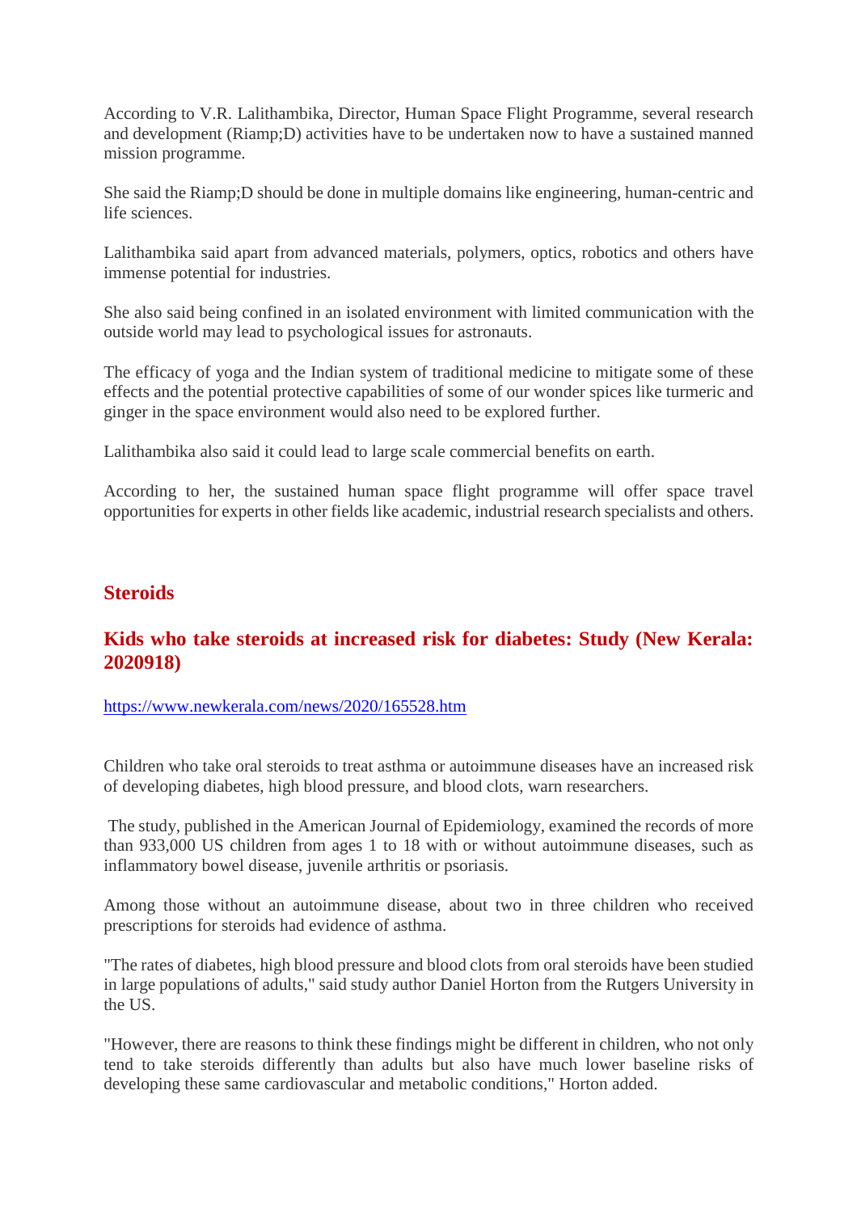According to V.R. Lalithambika, Director, Human Space Flight Programme, several research and development (Riamp;D) activities have to be undertaken now to have a sustained manned mission programme.

She said the Riamp;D should be done in multiple domains like engineering, human-centric and life sciences.

Lalithambika said apart from advanced materials, polymers, optics, robotics and others have immense potential for industries.

She also said being confined in an isolated environment with limited communication with the outside world may lead to psychological issues for astronauts.

The efficacy of yoga and the Indian system of traditional medicine to mitigate some of these effects and the potential protective capabilities of some of our wonder spices like turmeric and ginger in the space environment would also need to be explored further.

Lalithambika also said it could lead to large scale commercial benefits on earth.

According to her, the sustained human space flight programme will offer space travel opportunities for experts in other fields like academic, industrial research specialists and others.

## Steroids

### Kids who take steroids at increased risk for diabetes: Study (New Kerala: 2020918)

https://www.newkerala.com/news/2020/165528.htm

Children who take oral steroids to treat asthma or autoimmune diseases have an increased risk of developing diabetes, high blood pressure, and blood clots, warn researchers.

The study, published in the American Journal of Epidemiology, examined the records of more than 933,000 US children from ages 1 to 18 with or without autoimmune diseases, such as inflammatory bowel disease, juvenile arthritis or psoriasis.

Among those without an autoimmune disease, about two in three children who received prescriptions for steroids had evidence of asthma.

"The rates of diabetes, high blood pressure and blood clots from oral steroids have been studied in large populations of adults," said study author Daniel Horton from the Rutgers University in the US.

"However, there are reasons to think these findings might be different in children, who not only tend to take steroids differently than adults but also have much lower baseline risks of developing these same cardiovascular and metabolic conditions," Horton added.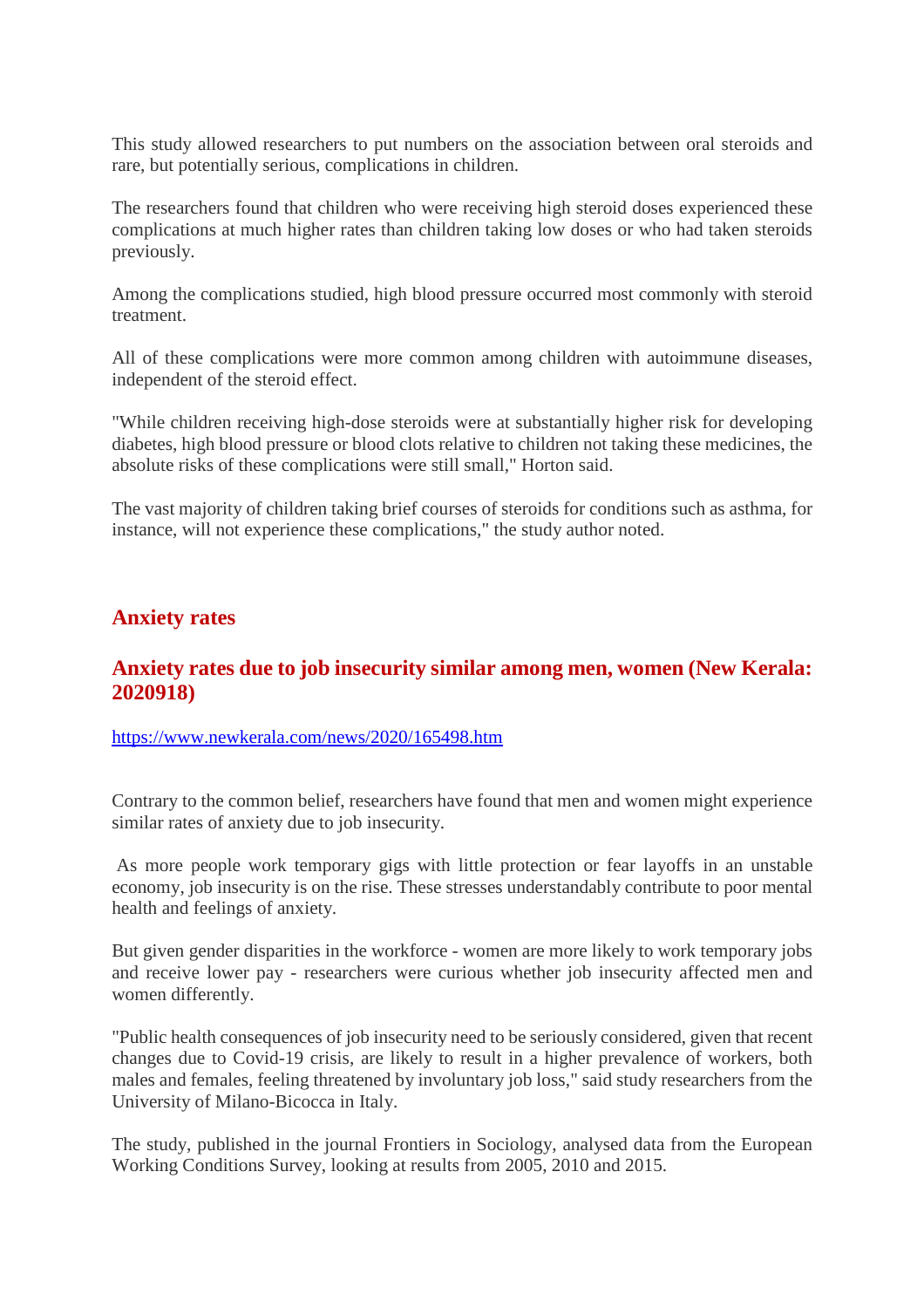This study allowed researchers to put numbers on the association between oral steroids and rare, but potentially serious, complications in children.

The researchers found that children who were receiving high steroid doses experienced these complications at much higher rates than children taking low doses or who had taken steroids previously.

Among the complications studied, high blood pressure occurred most commonly with steroid treatment.

All of these complications were more common among children with autoimmune diseases, independent of the steroid effect.

"While children receiving high-dose steroids were at substantially higher risk for developing diabetes, high blood pressure or blood clots relative to children not taking these medicines, the absolute risks of these complications were still small," Horton said.

The vast majority of children taking brief courses of steroids for conditions such as asthma, for instance, will not experience these complications," the study author noted.

## Anxiety rates

### Anxiety rates due to job insecurity similar among men, women (New Kerala: 2020918)

https://www.newkerala.com/news/2020/165498.htm

Contrary to the common belief, researchers have found that men and women might experience similar rates of anxiety due to job insecurity.

As more people work temporary gigs with little protection or fear layoffs in an unstable economy, job insecurity is on the rise. These stresses understandably contribute to poor mental health and feelings of anxiety.

But given gender disparities in the workforce - women are more likely to work temporary jobs and receive lower pay - researchers were curious whether job insecurity affected men and women differently.

"Public health consequences of job insecurity need to be seriously considered, given that recent changes due to Covid-19 crisis, are likely to result in a higher prevalence of workers, both males and females, feeling threatened by involuntary job loss," said study researchers from the University of Milano-Bicocca in Italy.

The study, published in the journal Frontiers in Sociology, analysed data from the European Working Conditions Survey, looking at results from 2005, 2010 and 2015.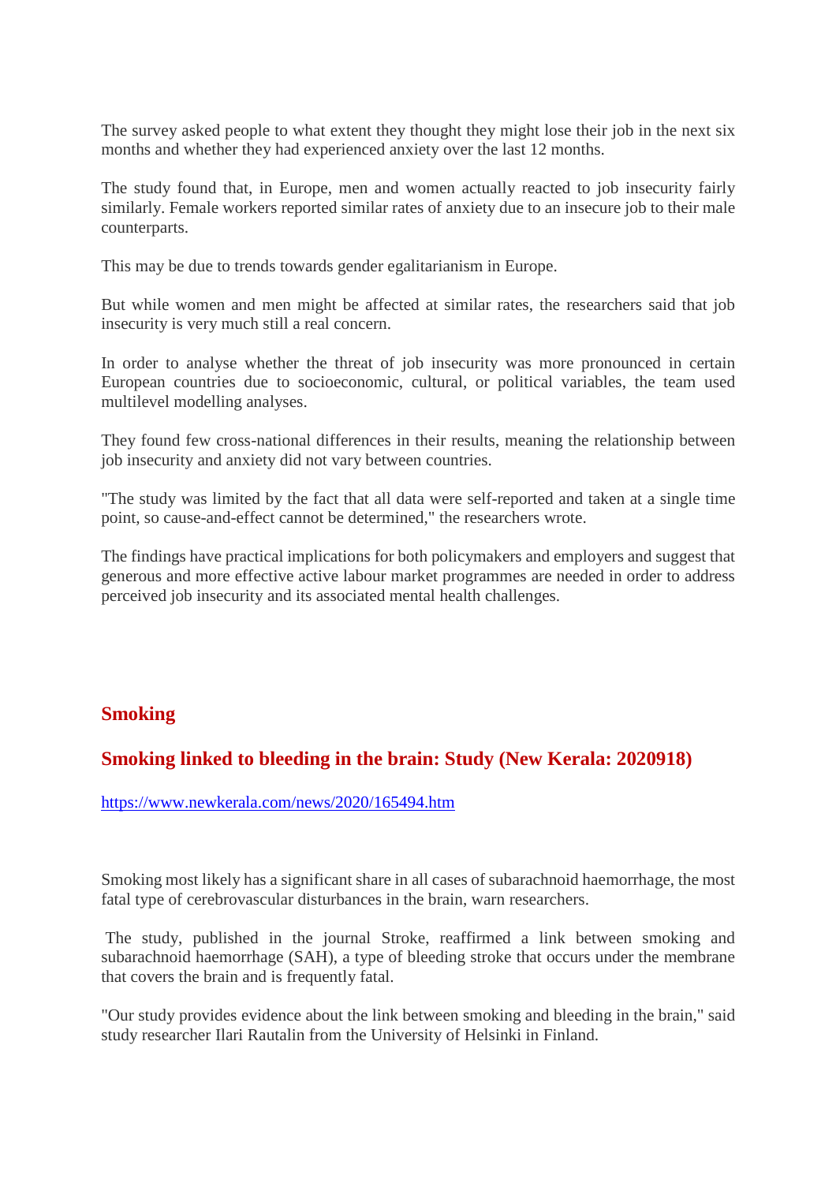The survey asked people to what extent they thought they might lose their job in the next six months and whether they had experienced anxiety over the last 12 months.

The study found that, in Europe, men and women actually reacted to job insecurity fairly similarly. Female workers reported similar rates of anxiety due to an insecure job to their male counterparts.

This may be due to trends towards gender egalitarianism in Europe.

But while women and men might be affected at similar rates, the researchers said that job insecurity is very much still a real concern.

In order to analyse whether the threat of job insecurity was more pronounced in certain European countries due to socioeconomic, cultural, or political variables, the team used multilevel modelling analyses.

They found few cross-national differences in their results, meaning the relationship between job insecurity and anxiety did not vary between countries.

"The study was limited by the fact that all data were self-reported and taken at a single time point, so cause-and-effect cannot be determined," the researchers wrote.

The findings have practical implications for both policymakers and employers and suggest that generous and more effective active labour market programmes are needed in order to address perceived job insecurity and its associated mental health challenges.

## Smoking

### Smoking linked to bleeding in the brain: Study (New Kerala: 2020918)

https://www.newkerala.com/news/2020/165494.htm

Smoking most likely has a significant share in all cases of subarachnoid haemorrhage, the most fatal type of cerebrovascular disturbances in the brain, warn researchers.

The study, published in the journal Stroke, reaffirmed a link between smoking and subarachnoid haemorrhage (SAH), a type of bleeding stroke that occurs under the membrane that covers the brain and is frequently fatal.

"Our study provides evidence about the link between smoking and bleeding in the brain," said study researcher Ilari Rautalin from the University of Helsinki in Finland.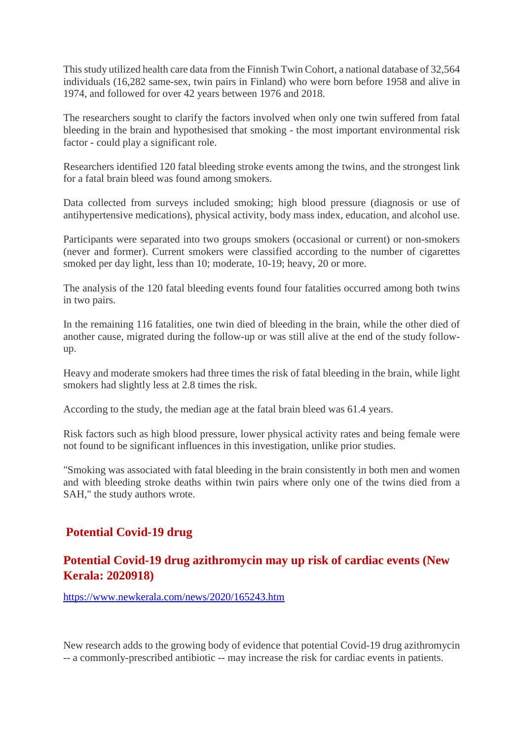This study utilized health care data from the Finnish Twin Cohort, a national database of 32,564 individuals (16,282 same-sex, twin pairs in Finland) who were born before 1958 and alive in 1974, and followed for over 42 years between 1976 and 2018.

The researchers sought to clarify the factors involved when only one twin suffered from fatal bleeding in the brain and hypothesised that smoking - the most important environmental risk factor - could play a significant role.

Researchers identified 120 fatal bleeding stroke events among the twins, and the strongest link for a fatal brain bleed was found among smokers.

Data collected from surveys included smoking; high blood pressure (diagnosis or use of antihypertensive medications), physical activity, body mass index, education, and alcohol use.

Participants were separated into two groups smokers (occasional or current) or non-smokers (never and former). Current smokers were classified according to the number of cigarettes smoked per day light, less than 10; moderate, 10-19; heavy, 20 or more.

The analysis of the 120 fatal bleeding events found four fatalities occurred among both twins in two pairs.

In the remaining 116 fatalities, one twin died of bleeding in the brain, while the other died of another cause, migrated during the follow-up or was still alive at the end of the study follow-up.

Heavy and moderate smokers had three times the risk of fatal bleeding in the brain, while light smokers had slightly less at 2.8 times the risk.

According to the study, the median age at the fatal brain bleed was 61.4 years.

Risk factors such as high blood pressure, lower physical activity rates and being female were not found to be significant influences in this investigation, unlike prior studies.

"Smoking was associated with fatal bleeding in the brain consistently in both men and women and with bleeding stroke deaths within twin pairs where only one of the twins died from a SAH," the study authors wrote.

## Potential Covid-19 drug

### Potential Covid-19 drug azithromycin may up risk of cardiac events (New Kerala: 2020918)

https://www.newkerala.com/news/2020/165243.htm

New research adds to the growing body of evidence that potential Covid-19 drug azithromycin -- a commonly-prescribed antibiotic -- may increase the risk for cardiac events in patients.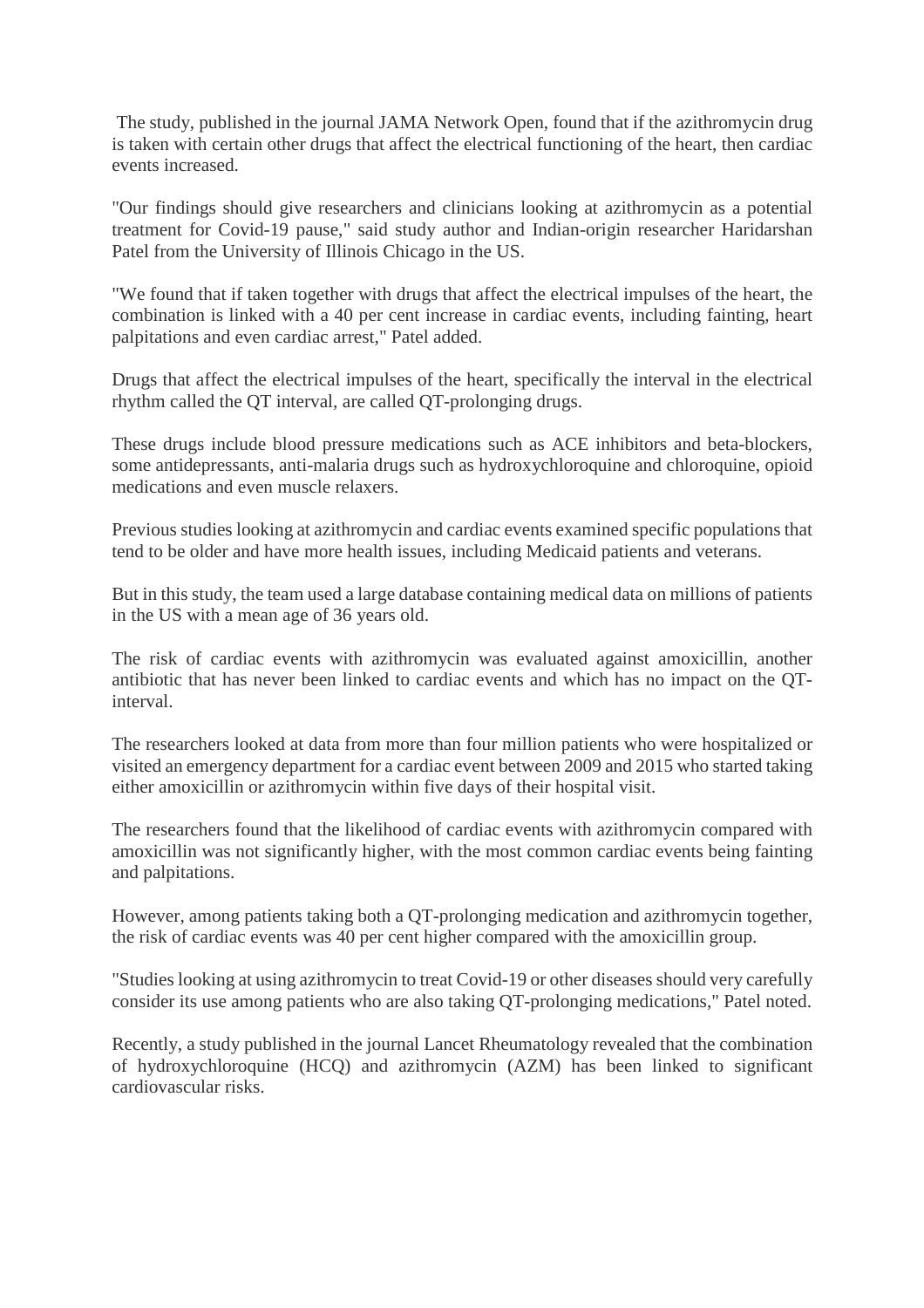The study, published in the journal JAMA Network Open, found that if the azithromycin drug is taken with certain other drugs that affect the electrical functioning of the heart, then cardiac events increased.

"Our findings should give researchers and clinicians looking at azithromycin as a potential treatment for Covid-19 pause," said study author and Indian-origin researcher Haridarshan Patel from the University of Illinois Chicago in the US.

"We found that if taken together with drugs that affect the electrical impulses of the heart, the combination is linked with a 40 per cent increase in cardiac events, including fainting, heart palpitations and even cardiac arrest," Patel added.

Drugs that affect the electrical impulses of the heart, specifically the interval in the electrical rhythm called the QT interval, are called QT-prolonging drugs.

These drugs include blood pressure medications such as ACE inhibitors and beta-blockers, some antidepressants, anti-malaria drugs such as hydroxychloroquine and chloroquine, opioid medications and even muscle relaxers.

Previous studies looking at azithromycin and cardiac events examined specific populations that tend to be older and have more health issues, including Medicaid patients and veterans.

But in this study, the team used a large database containing medical data on millions of patients in the US with a mean age of 36 years old.

The risk of cardiac events with azithromycin was evaluated against amoxicillin, another antibiotic that has never been linked to cardiac events and which has no impact on the QT-interval.

The researchers looked at data from more than four million patients who were hospitalized or visited an emergency department for a cardiac event between 2009 and 2015 who started taking either amoxicillin or azithromycin within five days of their hospital visit.

The researchers found that the likelihood of cardiac events with azithromycin compared with amoxicillin was not significantly higher, with the most common cardiac events being fainting and palpitations.

However, among patients taking both a QT-prolonging medication and azithromycin together, the risk of cardiac events was 40 per cent higher compared with the amoxicillin group.

"Studies looking at using azithromycin to treat Covid-19 or other diseases should very carefully consider its use among patients who are also taking QT-prolonging medications," Patel noted.

Recently, a study published in the journal Lancet Rheumatology revealed that the combination of hydroxychloroquine (HCQ) and azithromycin (AZM) has been linked to significant cardiovascular risks.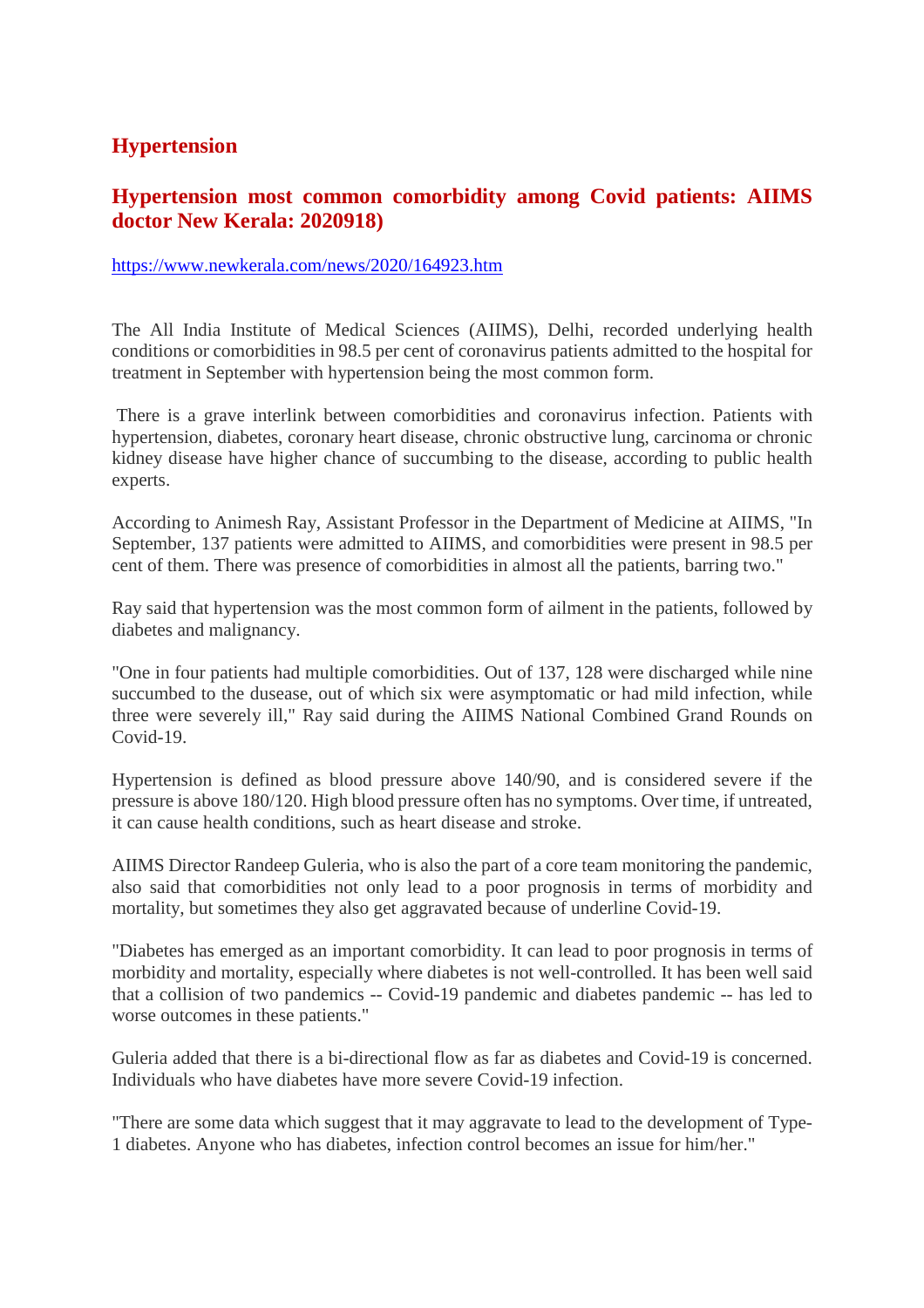## Hypertension

### Hypertension most common comorbidity among Covid patients: AIIMS doctor New Kerala: 2020918)

https://www.newkerala.com/news/2020/164923.htm

The All India Institute of Medical Sciences (AIIMS), Delhi, recorded underlying health conditions or comorbidities in 98.5 per cent of coronavirus patients admitted to the hospital for treatment in September with hypertension being the most common form.

There is a grave interlink between comorbidities and coronavirus infection. Patients with hypertension, diabetes, coronary heart disease, chronic obstructive lung, carcinoma or chronic kidney disease have higher chance of succumbing to the disease, according to public health experts.

According to Animesh Ray, Assistant Professor in the Department of Medicine at AIIMS, "In September, 137 patients were admitted to AIIMS, and comorbidities were present in 98.5 per cent of them. There was presence of comorbidities in almost all the patients, barring two."

Ray said that hypertension was the most common form of ailment in the patients, followed by diabetes and malignancy.

"One in four patients had multiple comorbidities. Out of 137, 128 were discharged while nine succumbed to the dusease, out of which six were asymptomatic or had mild infection, while three were severely ill," Ray said during the AIIMS National Combined Grand Rounds on Covid-19.

Hypertension is defined as blood pressure above 140/90, and is considered severe if the pressure is above 180/120. High blood pressure often has no symptoms. Over time, if untreated, it can cause health conditions, such as heart disease and stroke.

AIIMS Director Randeep Guleria, who is also the part of a core team monitoring the pandemic, also said that comorbidities not only lead to a poor prognosis in terms of morbidity and mortality, but sometimes they also get aggravated because of underline Covid-19.

"Diabetes has emerged as an important comorbidity. It can lead to poor prognosis in terms of morbidity and mortality, especially where diabetes is not well-controlled. It has been well said that a collision of two pandemics -- Covid-19 pandemic and diabetes pandemic -- has led to worse outcomes in these patients."

Guleria added that there is a bi-directional flow as far as diabetes and Covid-19 is concerned. Individuals who have diabetes have more severe Covid-19 infection.

"There are some data which suggest that it may aggravate to lead to the development of Type-1 diabetes. Anyone who has diabetes, infection control becomes an issue for him/her."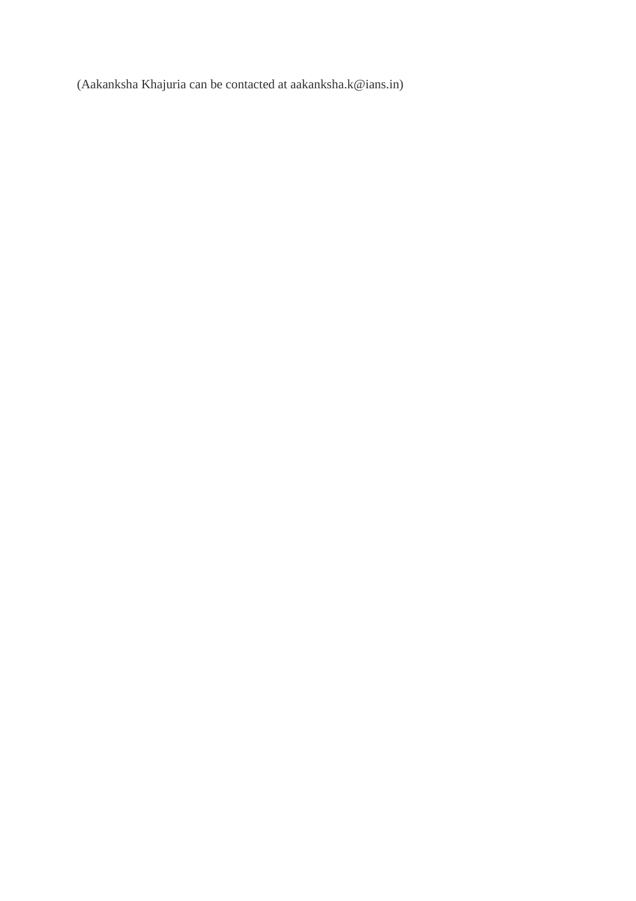(Aakanksha Khajuria can be contacted at aakanksha.k@ians.in)